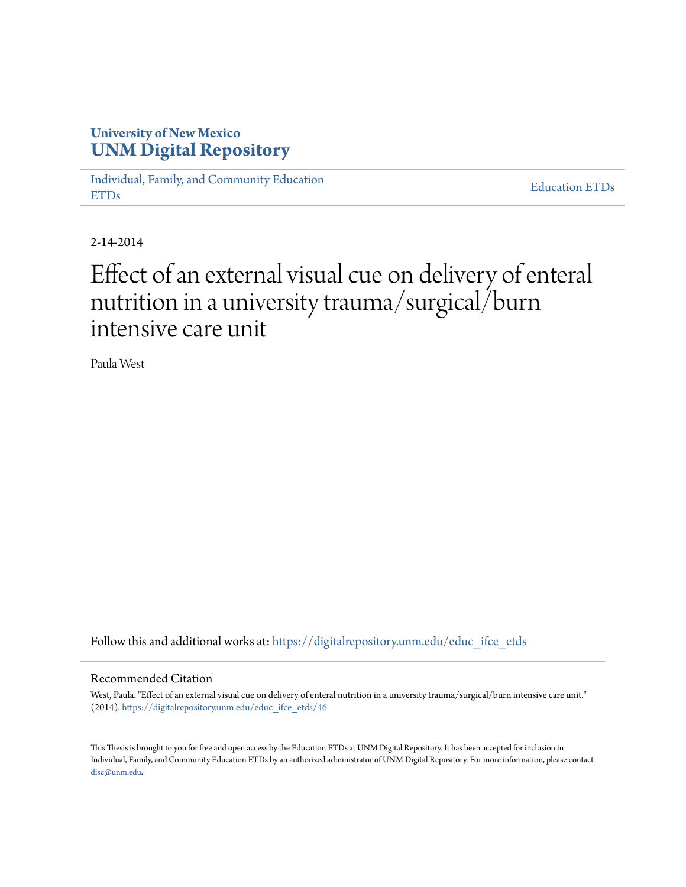**University of New Mexico**
**UNM Digital Repository**

Individual, Family, and Community Education ETDs | Education ETDs

2-14-2014

# Effect of an external visual cue on delivery of enteral nutrition in a university trauma/surgical/burn intensive care unit

Paula West

Follow this and additional works at: https://digitalrepository.unm.edu/educ_ifce_etds

## Recommended Citation

West, Paula. "Effect of an external visual cue on delivery of enteral nutrition in a university trauma/surgical/burn intensive care unit." (2014). https://digitalrepository.unm.edu/educ_ifce_etds/46

This Thesis is brought to you for free and open access by the Education ETDs at UNM Digital Repository. It has been accepted for inclusion in Individual, Family, and Community Education ETDs by an authorized administrator of UNM Digital Repository. For more information, please contact disc@unm.edu.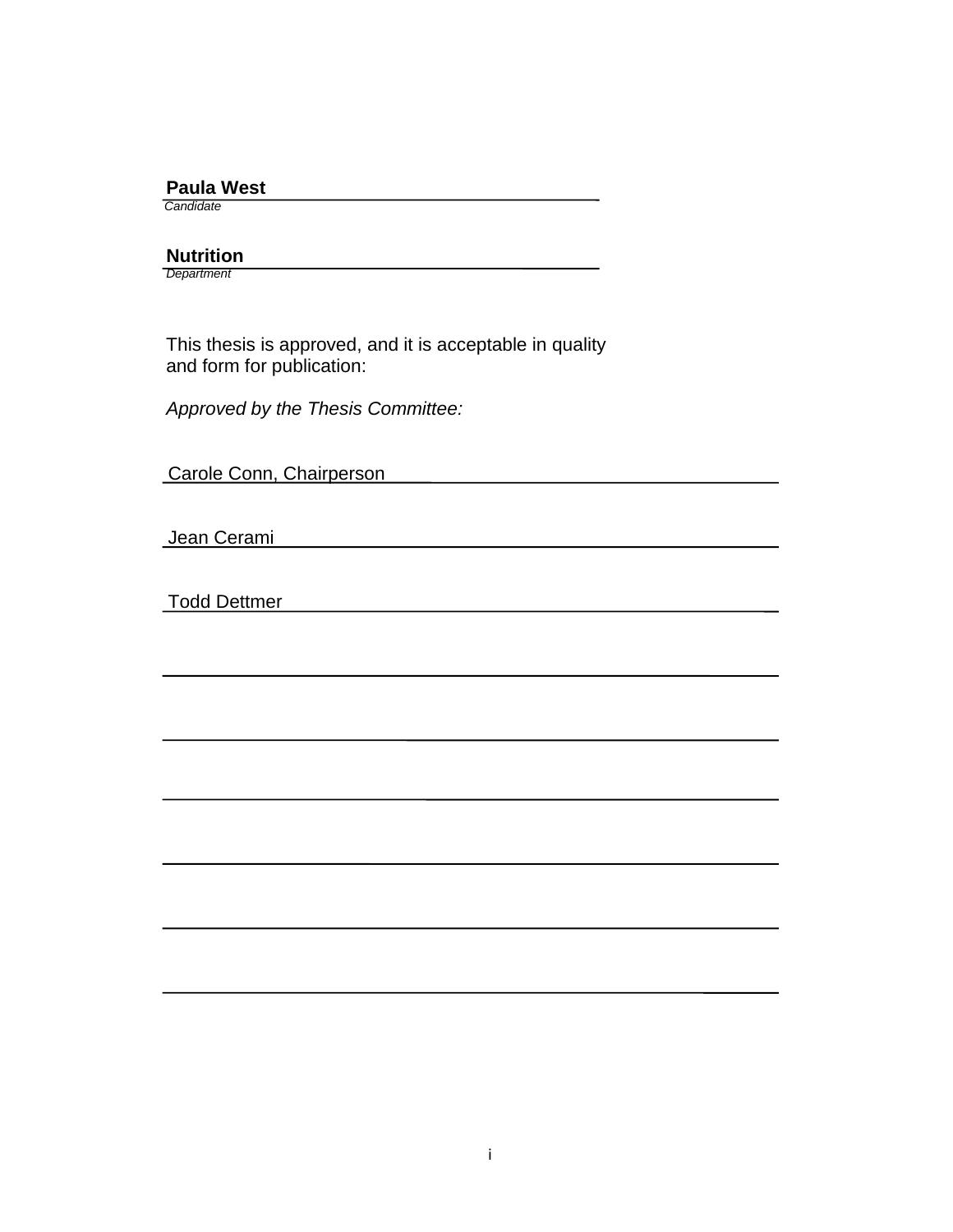**Paula West**
*Candidate*

**Nutrition**
*Department*

This thesis is approved, and it is acceptable in quality and form for publication:

*Approved by the Thesis Committee:*

Carole Conn, Chairperson

Jean Cerami

Todd Dettmer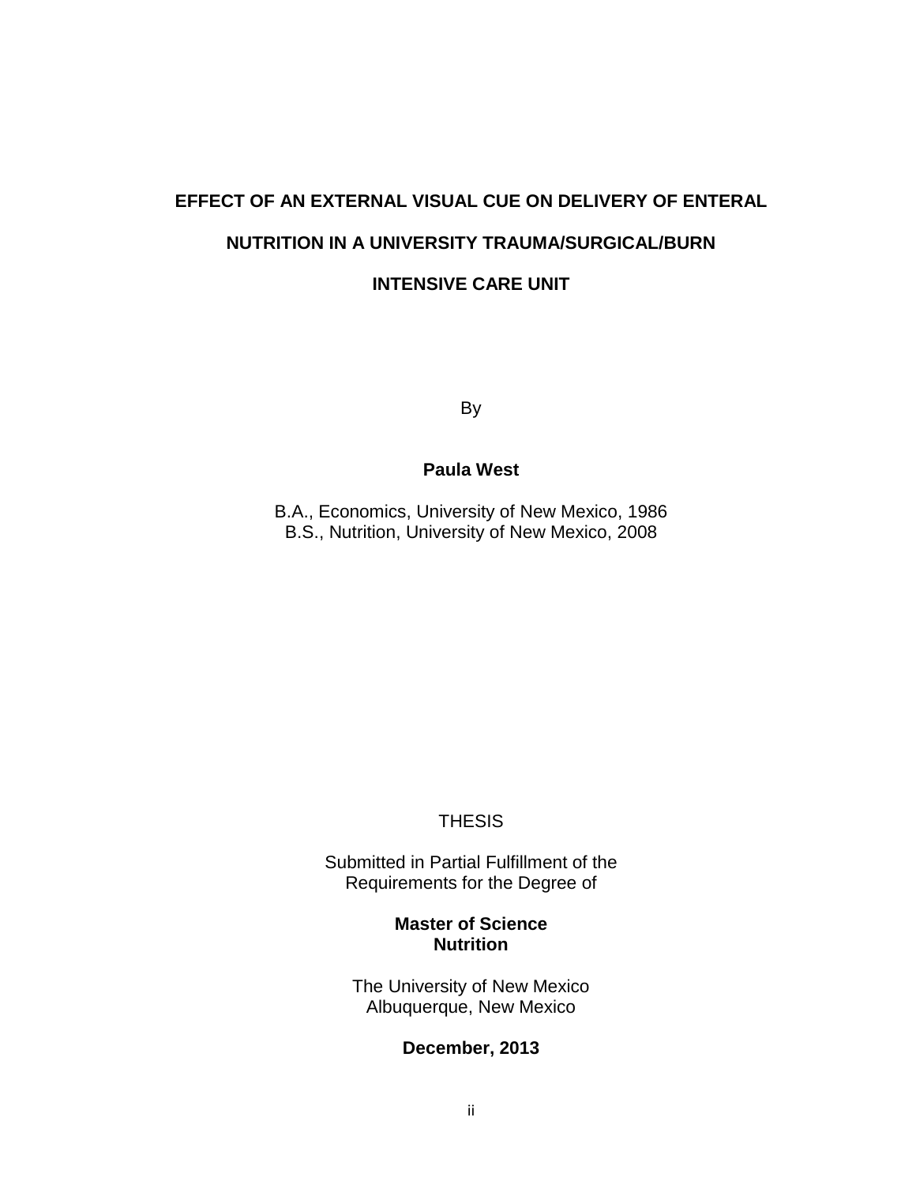**EFFECT OF AN EXTERNAL VISUAL CUE ON DELIVERY OF ENTERAL NUTRITION IN A UNIVERSITY TRAUMA/SURGICAL/BURN INTENSIVE CARE UNIT**

By

**Paula West**

B.A., Economics, University of New Mexico, 1986
B.S., Nutrition, University of New Mexico, 2008

THESIS

Submitted in Partial Fulfillment of the Requirements for the Degree of

**Master of Science**
**Nutrition**

The University of New Mexico
Albuquerque, New Mexico

**December, 2013**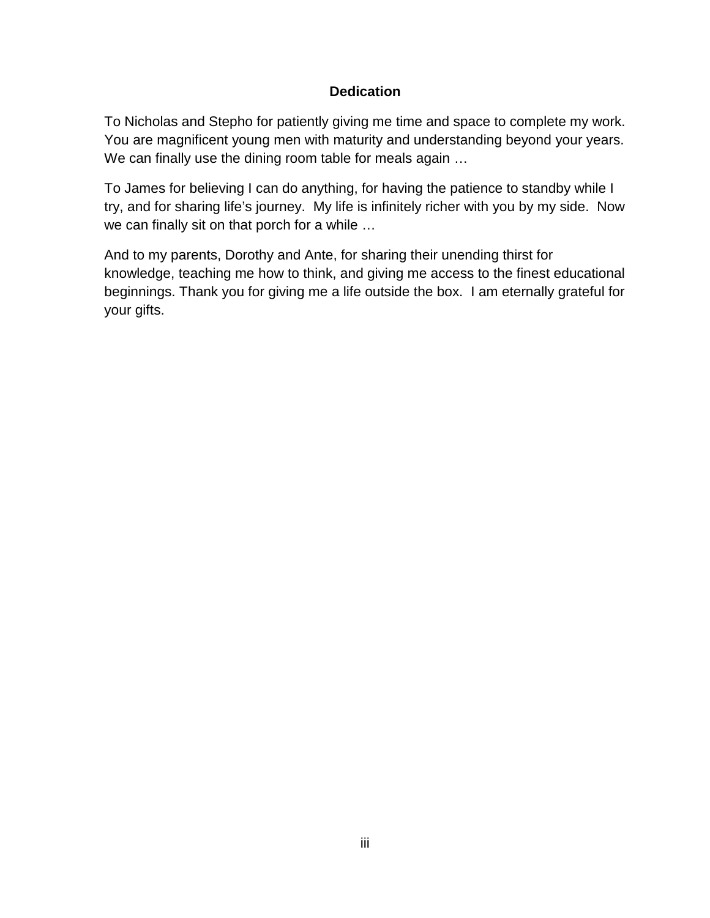## Dedication

To Nicholas and Stepho for patiently giving me time and space to complete my work. You are magnificent young men with maturity and understanding beyond your years. We can finally use the dining room table for meals again …

To James for believing I can do anything, for having the patience to standby while I try, and for sharing life's journey. My life is infinitely richer with you by my side. Now we can finally sit on that porch for a while …

And to my parents, Dorothy and Ante, for sharing their unending thirst for knowledge, teaching me how to think, and giving me access to the finest educational beginnings. Thank you for giving me a life outside the box. I am eternally grateful for your gifts.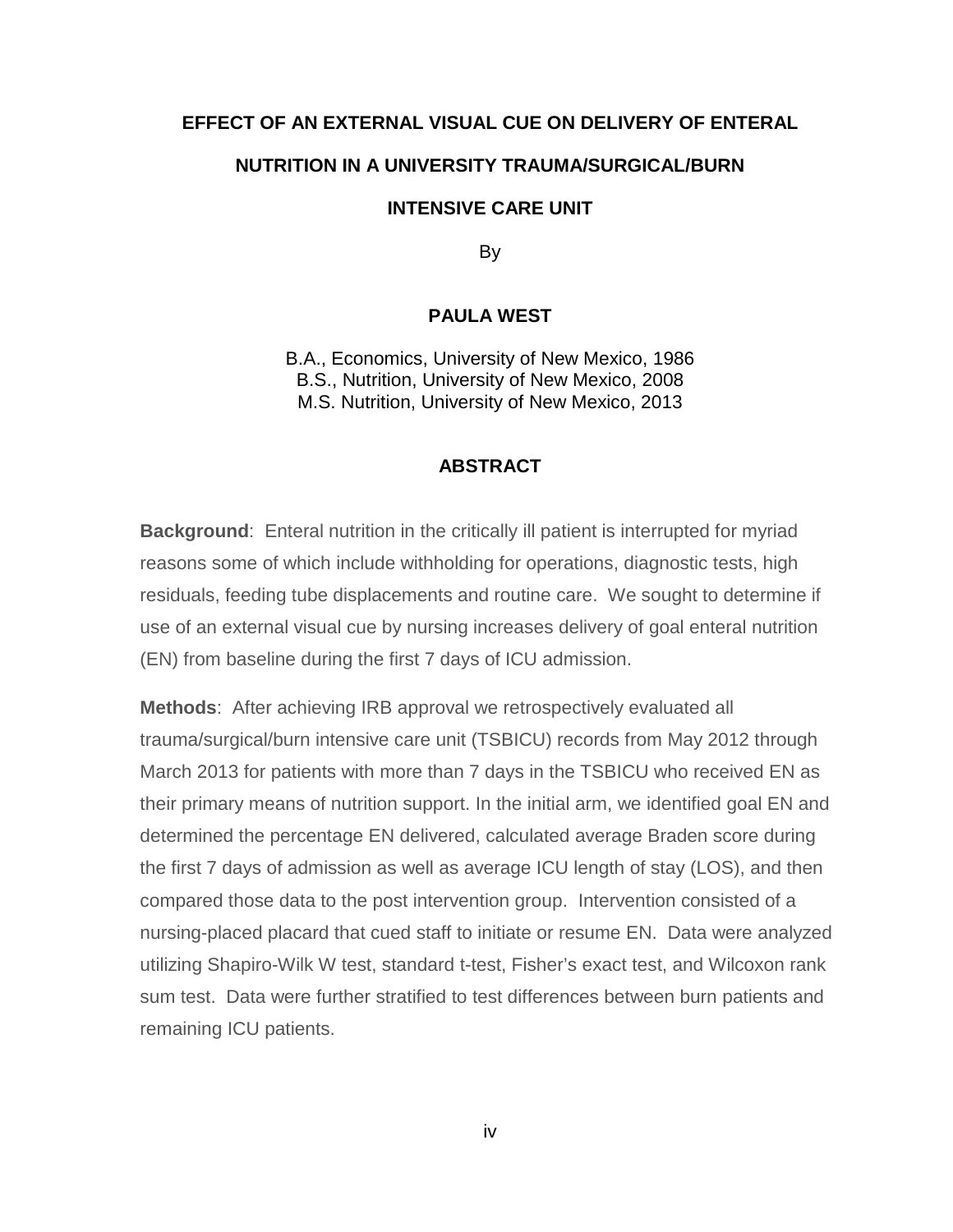**EFFECT OF AN EXTERNAL VISUAL CUE ON DELIVERY OF ENTERAL NUTRITION IN A UNIVERSITY TRAUMA/SURGICAL/BURN INTENSIVE CARE UNIT**

By

**PAULA WEST**

B.A., Economics, University of New Mexico, 1986
B.S., Nutrition, University of New Mexico, 2008
M.S. Nutrition, University of New Mexico, 2013

## ABSTRACT

**Background**: Enteral nutrition in the critically ill patient is interrupted for myriad reasons some of which include withholding for operations, diagnostic tests, high residuals, feeding tube displacements and routine care. We sought to determine if use of an external visual cue by nursing increases delivery of goal enteral nutrition (EN) from baseline during the first 7 days of ICU admission.

**Methods**: After achieving IRB approval we retrospectively evaluated all trauma/surgical/burn intensive care unit (TSBICU) records from May 2012 through March 2013 for patients with more than 7 days in the TSBICU who received EN as their primary means of nutrition support. In the initial arm, we identified goal EN and determined the percentage EN delivered, calculated average Braden score during the first 7 days of admission as well as average ICU length of stay (LOS), and then compared those data to the post intervention group. Intervention consisted of a nursing-placed placard that cued staff to initiate or resume EN. Data were analyzed utilizing Shapiro-Wilk W test, standard t-test, Fisher's exact test, and Wilcoxon rank sum test. Data were further stratified to test differences between burn patients and remaining ICU patients.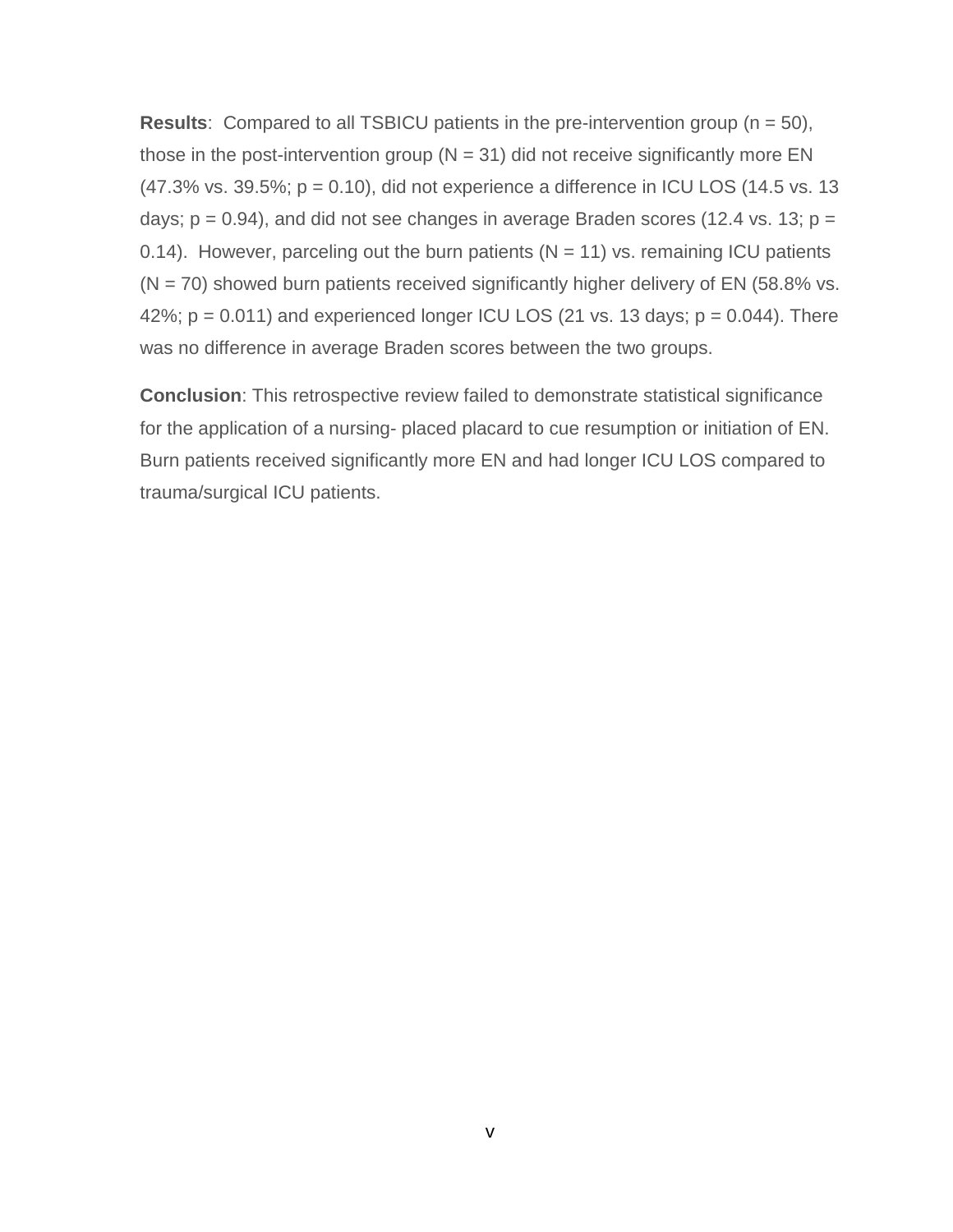**Results**: Compared to all TSBICU patients in the pre-intervention group (n = 50), those in the post-intervention group (N = 31) did not receive significantly more EN (47.3% vs. 39.5%; p = 0.10), did not experience a difference in ICU LOS (14.5 vs. 13 days; p = 0.94), and did not see changes in average Braden scores (12.4 vs. 13; p = 0.14). However, parceling out the burn patients (N = 11) vs. remaining ICU patients (N = 70) showed burn patients received significantly higher delivery of EN (58.8% vs. 42%; p = 0.011) and experienced longer ICU LOS (21 vs. 13 days; p = 0.044). There was no difference in average Braden scores between the two groups.

**Conclusion**: This retrospective review failed to demonstrate statistical significance for the application of a nursing- placed placard to cue resumption or initiation of EN. Burn patients received significantly more EN and had longer ICU LOS compared to trauma/surgical ICU patients.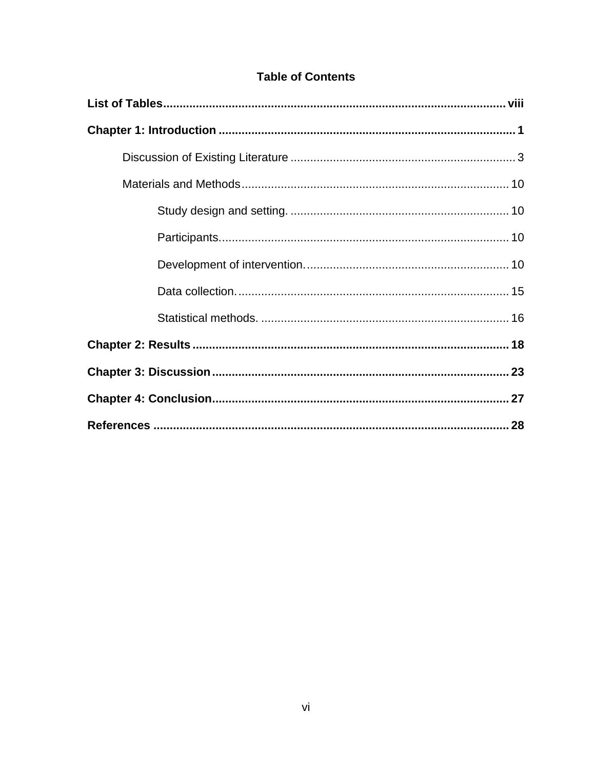## Table of Contents

**List of Tables** ........................................................ viii

**Chapter 1: Introduction** ........................................................ 1

- Discussion of Existing Literature ........................................................ 3
- Materials and Methods ........................................................ 10
  - Study design and setting. ........................................................ 10
  - Participants. ........................................................ 10
  - Development of intervention. ........................................................ 10
  - Data collection. ........................................................ 15
  - Statistical methods. ........................................................ 16

**Chapter 2: Results** ........................................................ 18

**Chapter 3: Discussion** ........................................................ 23

**Chapter 4: Conclusion** ........................................................ 27

**References** ........................................................ 28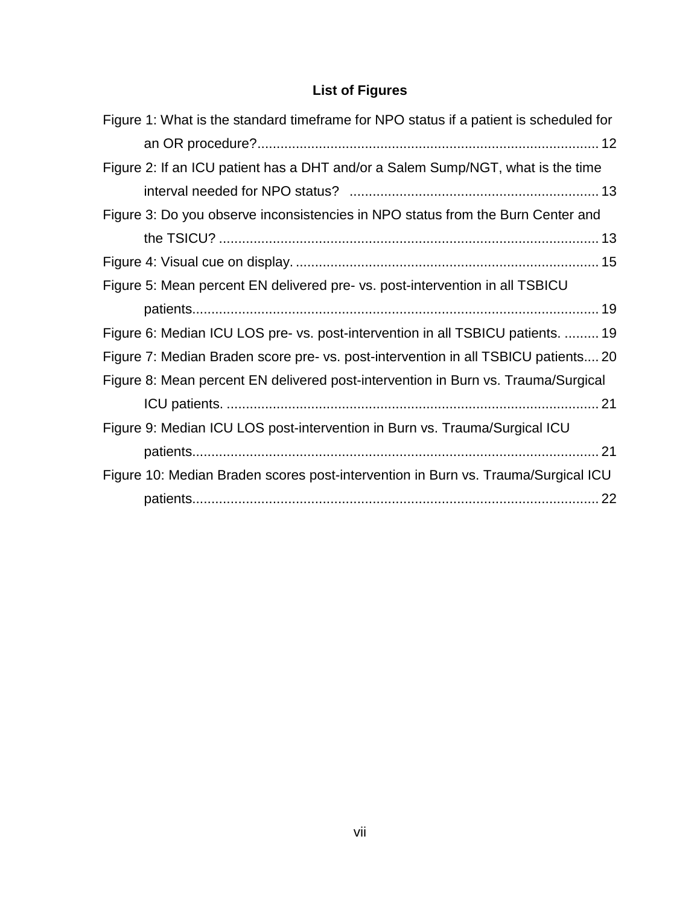## List of Figures

Figure 1: What is the standard timeframe for NPO status if a patient is scheduled for an OR procedure? ........ 12

Figure 2: If an ICU patient has a DHT and/or a Salem Sump/NGT, what is the time interval needed for NPO status? ........ 13

Figure 3: Do you observe inconsistencies in NPO status from the Burn Center and the TSICU? ........ 13

Figure 4: Visual cue on display. ........ 15

Figure 5: Mean percent EN delivered pre- vs. post-intervention in all TSBICU patients. ........ 19

Figure 6: Median ICU LOS pre- vs. post-intervention in all TSBICU patients. ........ 19

Figure 7: Median Braden score pre- vs. post-intervention in all TSBICU patients. ........ 20

Figure 8: Mean percent EN delivered post-intervention in Burn vs. Trauma/Surgical ICU patients. ........ 21

Figure 9: Median ICU LOS post-intervention in Burn vs. Trauma/Surgical ICU patients. ........ 21

Figure 10: Median Braden scores post-intervention in Burn vs. Trauma/Surgical ICU patients. ........ 22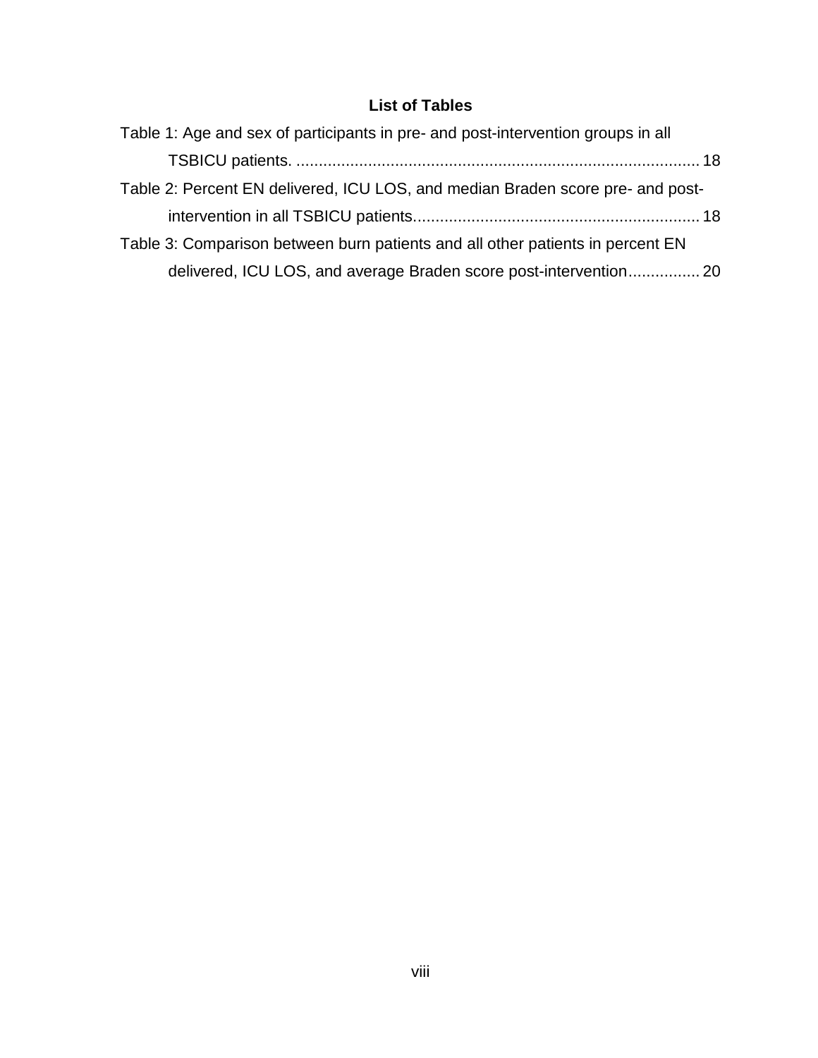## List of Tables

Table 1: Age and sex of participants in pre- and post-intervention groups in all TSBICU patients. ........................................................................................ 18

Table 2: Percent EN delivered, ICU LOS, and median Braden score pre- and post-intervention in all TSBICU patients................................................................ 18

Table 3: Comparison between burn patients and all other patients in percent EN delivered, ICU LOS, and average Braden score post-intervention................ 20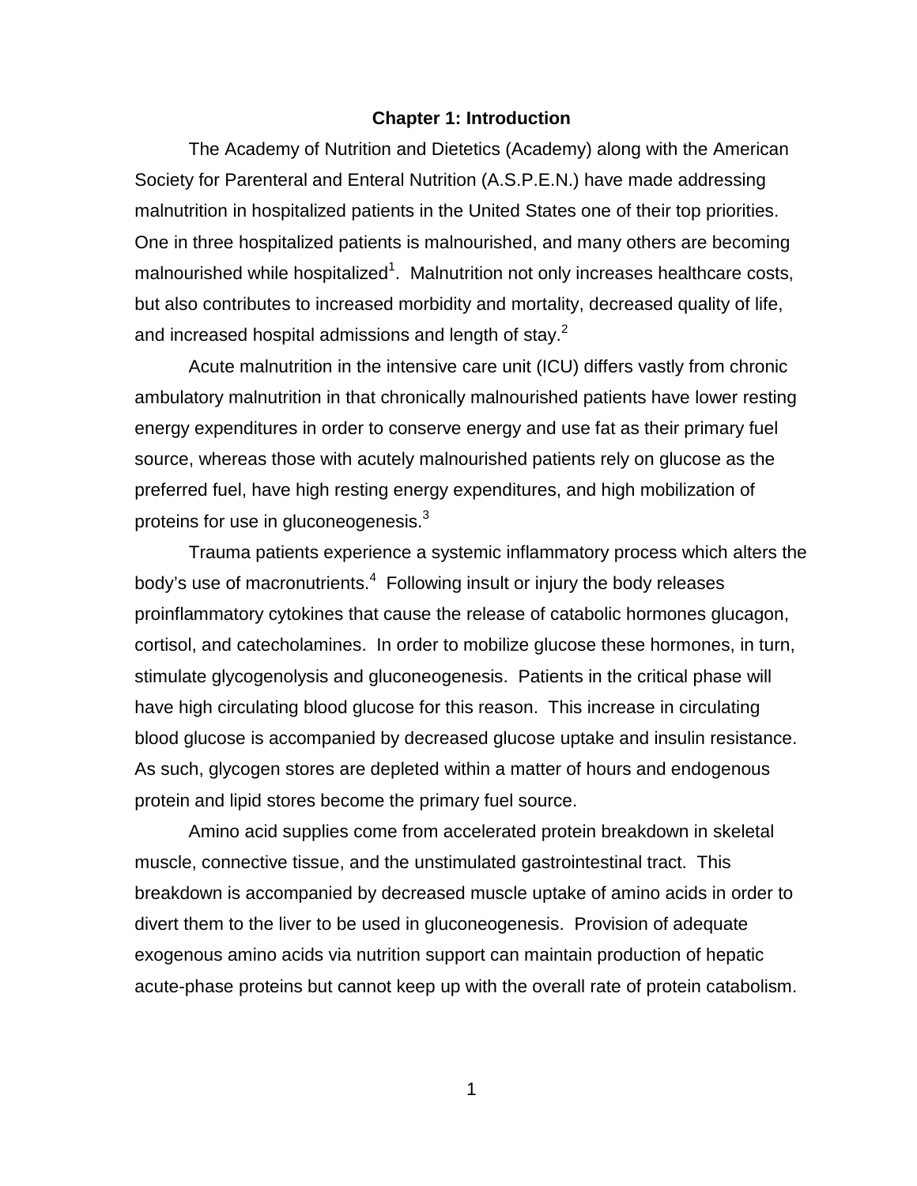# Chapter 1: Introduction

The Academy of Nutrition and Dietetics (Academy) along with the American Society for Parenteral and Enteral Nutrition (A.S.P.E.N.) have made addressing malnutrition in hospitalized patients in the United States one of their top priorities. One in three hospitalized patients is malnourished, and many others are becoming malnourished while hospitalized[1]. Malnutrition not only increases healthcare costs, but also contributes to increased morbidity and mortality, decreased quality of life, and increased hospital admissions and length of stay.[2]

Acute malnutrition in the intensive care unit (ICU) differs vastly from chronic ambulatory malnutrition in that chronically malnourished patients have lower resting energy expenditures in order to conserve energy and use fat as their primary fuel source, whereas those with acutely malnourished patients rely on glucose as the preferred fuel, have high resting energy expenditures, and high mobilization of proteins for use in gluconeogenesis.[3]

Trauma patients experience a systemic inflammatory process which alters the body's use of macronutrients.[4] Following insult or injury the body releases proinflammatory cytokines that cause the release of catabolic hormones glucagon, cortisol, and catecholamines. In order to mobilize glucose these hormones, in turn, stimulate glycogenolysis and gluconeogenesis. Patients in the critical phase will have high circulating blood glucose for this reason. This increase in circulating blood glucose is accompanied by decreased glucose uptake and insulin resistance. As such, glycogen stores are depleted within a matter of hours and endogenous protein and lipid stores become the primary fuel source.

Amino acid supplies come from accelerated protein breakdown in skeletal muscle, connective tissue, and the unstimulated gastrointestinal tract. This breakdown is accompanied by decreased muscle uptake of amino acids in order to divert them to the liver to be used in gluconeogenesis. Provision of adequate exogenous amino acids via nutrition support can maintain production of hepatic acute-phase proteins but cannot keep up with the overall rate of protein catabolism.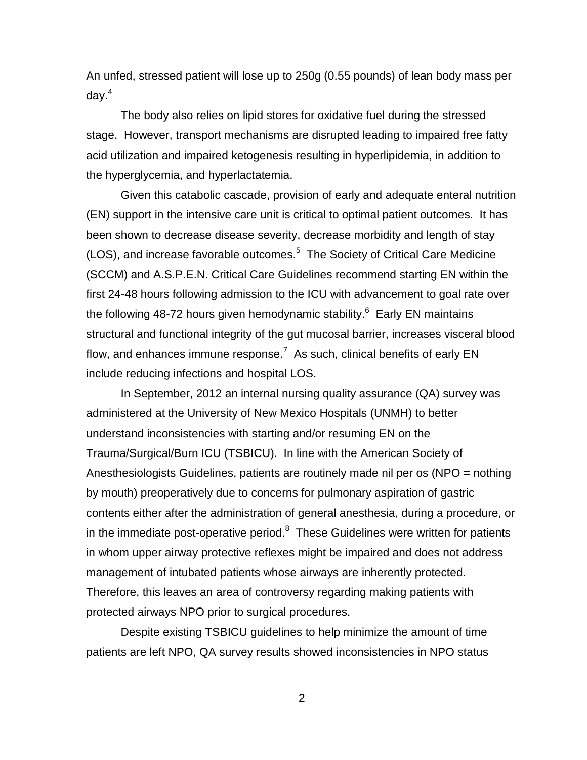An unfed, stressed patient will lose up to 250g (0.55 pounds) of lean body mass per day.[4]

The body also relies on lipid stores for oxidative fuel during the stressed stage. However, transport mechanisms are disrupted leading to impaired free fatty acid utilization and impaired ketogenesis resulting in hyperlipidemia, in addition to the hyperglycemia, and hyperlactatemia.

Given this catabolic cascade, provision of early and adequate enteral nutrition (EN) support in the intensive care unit is critical to optimal patient outcomes. It has been shown to decrease disease severity, decrease morbidity and length of stay (LOS), and increase favorable outcomes.[5] The Society of Critical Care Medicine (SCCM) and A.S.P.E.N. Critical Care Guidelines recommend starting EN within the first 24-48 hours following admission to the ICU with advancement to goal rate over the following 48-72 hours given hemodynamic stability.[6] Early EN maintains structural and functional integrity of the gut mucosal barrier, increases visceral blood flow, and enhances immune response.[7] As such, clinical benefits of early EN include reducing infections and hospital LOS.

In September, 2012 an internal nursing quality assurance (QA) survey was administered at the University of New Mexico Hospitals (UNMH) to better understand inconsistencies with starting and/or resuming EN on the Trauma/Surgical/Burn ICU (TSBICU). In line with the American Society of Anesthesiologists Guidelines, patients are routinely made nil per os (NPO = nothing by mouth) preoperatively due to concerns for pulmonary aspiration of gastric contents either after the administration of general anesthesia, during a procedure, or in the immediate post-operative period.[8] These Guidelines were written for patients in whom upper airway protective reflexes might be impaired and does not address management of intubated patients whose airways are inherently protected. Therefore, this leaves an area of controversy regarding making patients with protected airways NPO prior to surgical procedures.

Despite existing TSBICU guidelines to help minimize the amount of time patients are left NPO, QA survey results showed inconsistencies in NPO status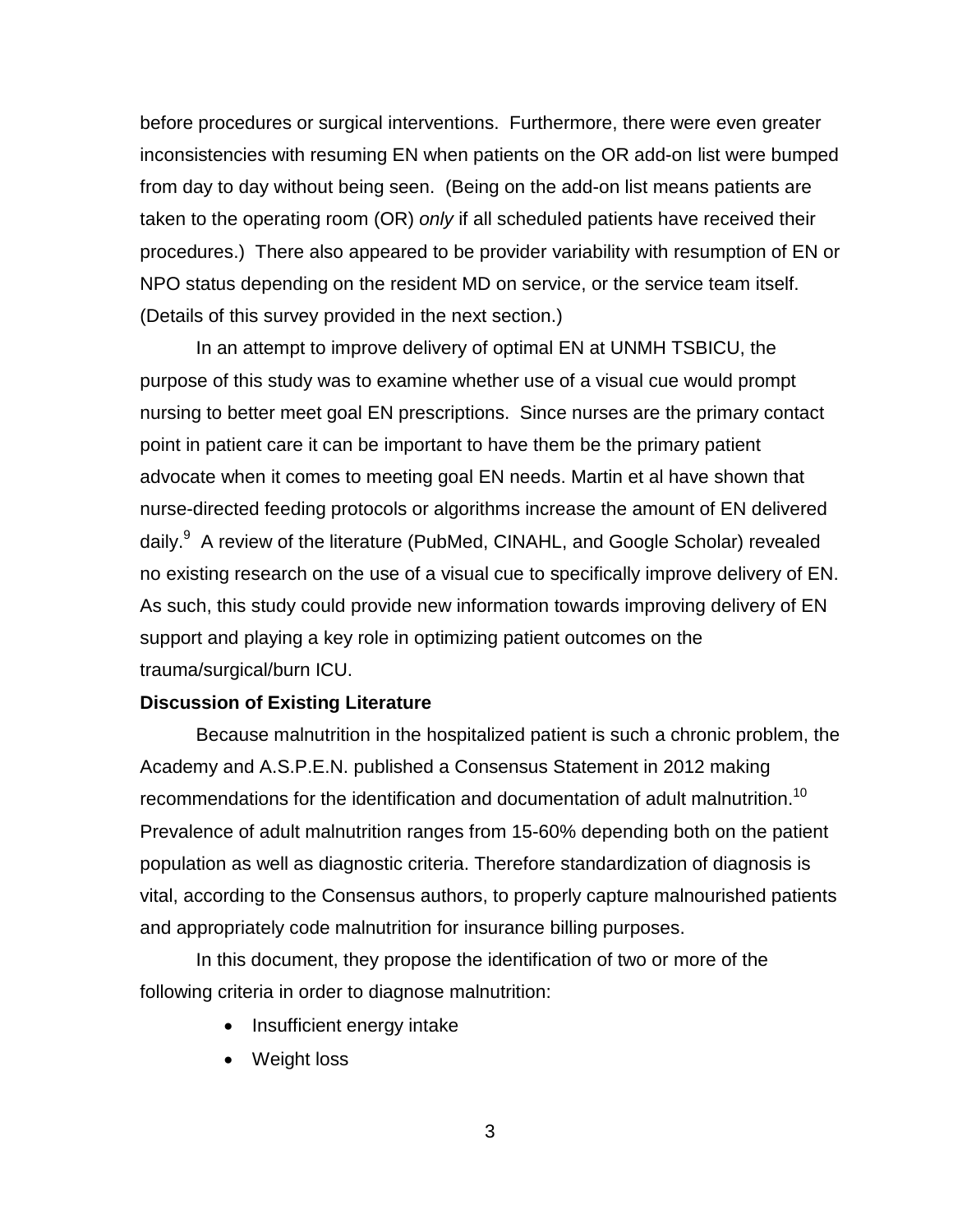before procedures or surgical interventions. Furthermore, there were even greater inconsistencies with resuming EN when patients on the OR add-on list were bumped from day to day without being seen. (Being on the add-on list means patients are taken to the operating room (OR) *only* if all scheduled patients have received their procedures.) There also appeared to be provider variability with resumption of EN or NPO status depending on the resident MD on service, or the service team itself. (Details of this survey provided in the next section.)

In an attempt to improve delivery of optimal EN at UNMH TSBICU, the purpose of this study was to examine whether use of a visual cue would prompt nursing to better meet goal EN prescriptions. Since nurses are the primary contact point in patient care it can be important to have them be the primary patient advocate when it comes to meeting goal EN needs. Martin et al have shown that nurse-directed feeding protocols or algorithms increase the amount of EN delivered daily.[9] A review of the literature (PubMed, CINAHL, and Google Scholar) revealed no existing research on the use of a visual cue to specifically improve delivery of EN. As such, this study could provide new information towards improving delivery of EN support and playing a key role in optimizing patient outcomes on the trauma/surgical/burn ICU.

**Discussion of Existing Literature**

Because malnutrition in the hospitalized patient is such a chronic problem, the Academy and A.S.P.E.N. published a Consensus Statement in 2012 making recommendations for the identification and documentation of adult malnutrition.[10] Prevalence of adult malnutrition ranges from 15-60% depending both on the patient population as well as diagnostic criteria. Therefore standardization of diagnosis is vital, according to the Consensus authors, to properly capture malnourished patients and appropriately code malnutrition for insurance billing purposes.

In this document, they propose the identification of two or more of the following criteria in order to diagnose malnutrition:

- Insufficient energy intake
- Weight loss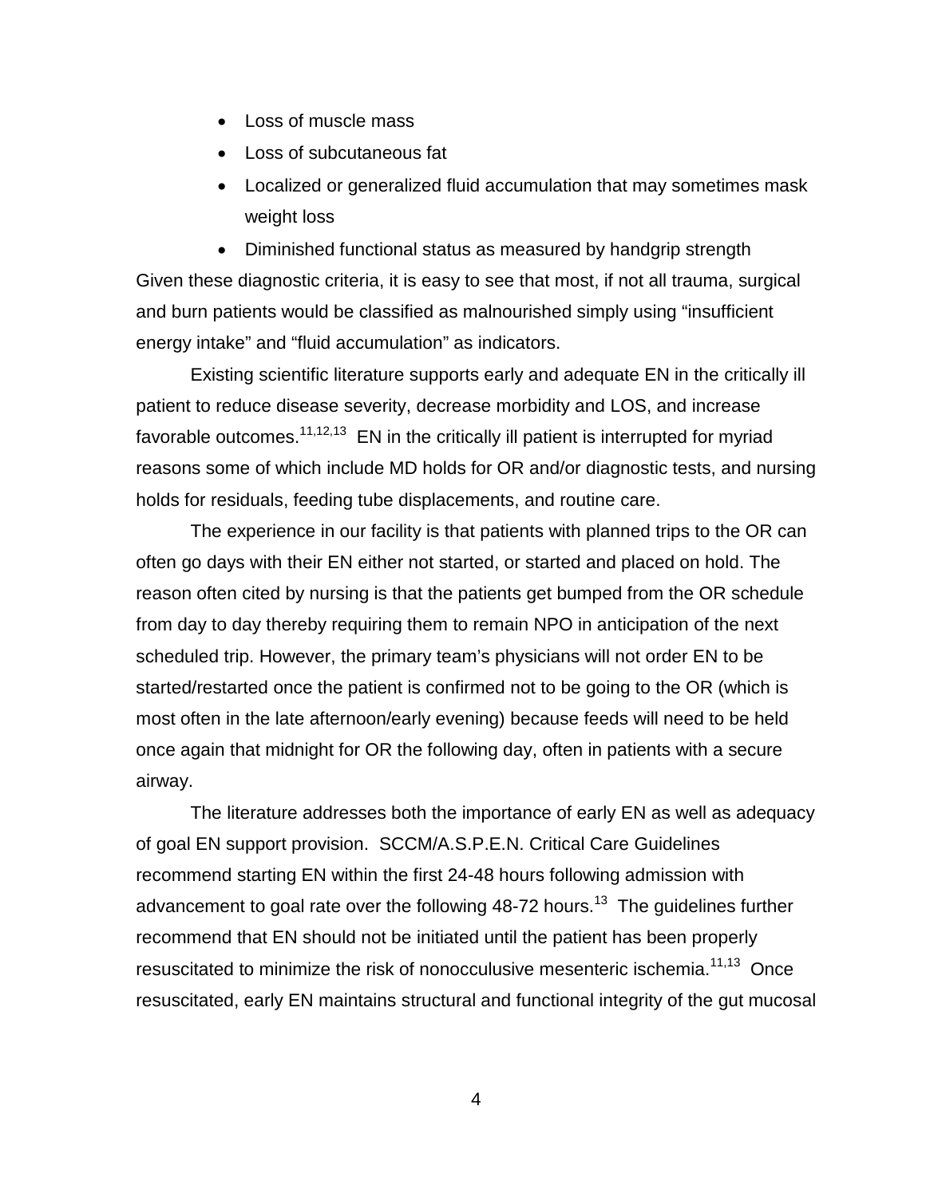- Loss of muscle mass
- Loss of subcutaneous fat
- Localized or generalized fluid accumulation that may sometimes mask weight loss
- Diminished functional status as measured by handgrip strength

Given these diagnostic criteria, it is easy to see that most, if not all trauma, surgical and burn patients would be classified as malnourished simply using "insufficient energy intake" and "fluid accumulation" as indicators.

Existing scientific literature supports early and adequate EN in the critically ill patient to reduce disease severity, decrease morbidity and LOS, and increase favorable outcomes.[11,12,13] EN in the critically ill patient is interrupted for myriad reasons some of which include MD holds for OR and/or diagnostic tests, and nursing holds for residuals, feeding tube displacements, and routine care.

The experience in our facility is that patients with planned trips to the OR can often go days with their EN either not started, or started and placed on hold. The reason often cited by nursing is that the patients get bumped from the OR schedule from day to day thereby requiring them to remain NPO in anticipation of the next scheduled trip. However, the primary team's physicians will not order EN to be started/restarted once the patient is confirmed not to be going to the OR (which is most often in the late afternoon/early evening) because feeds will need to be held once again that midnight for OR the following day, often in patients with a secure airway.

The literature addresses both the importance of early EN as well as adequacy of goal EN support provision. SCCM/A.S.P.E.N. Critical Care Guidelines recommend starting EN within the first 24-48 hours following admission with advancement to goal rate over the following 48-72 hours.[13] The guidelines further recommend that EN should not be initiated until the patient has been properly resuscitated to minimize the risk of nonocculusive mesenteric ischemia.[11,13] Once resuscitated, early EN maintains structural and functional integrity of the gut mucosal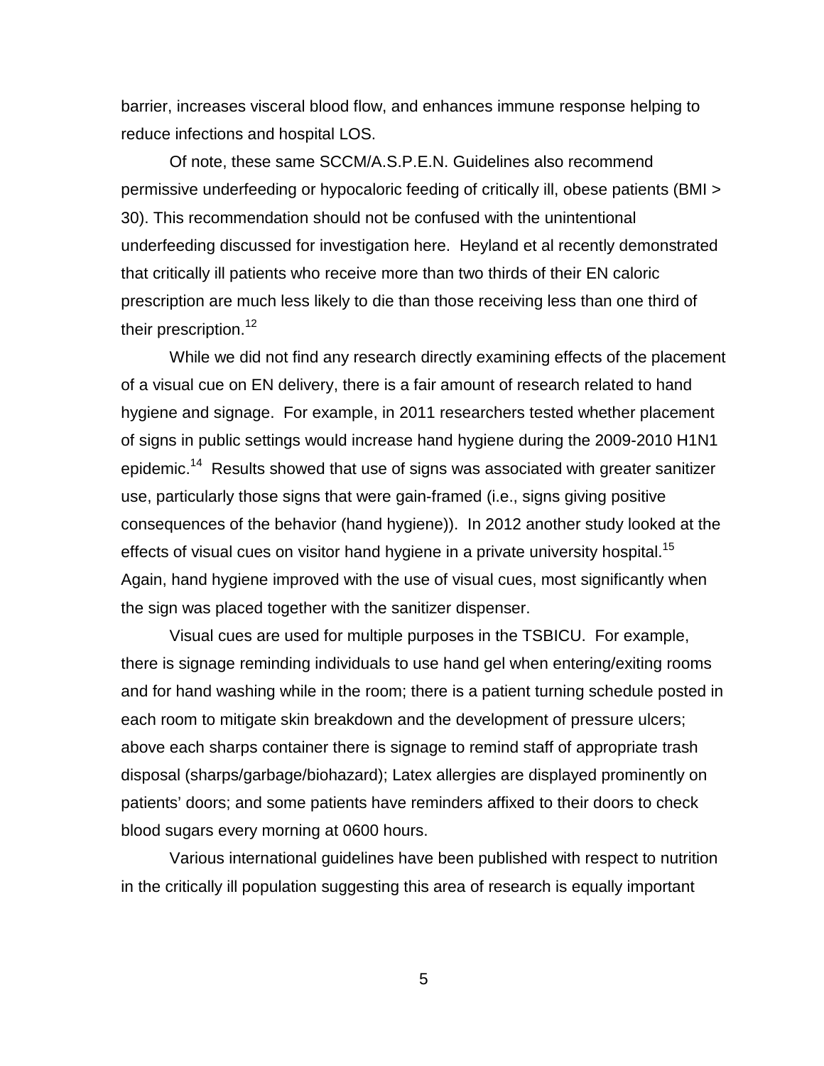barrier, increases visceral blood flow, and enhances immune response helping to reduce infections and hospital LOS.

Of note, these same SCCM/A.S.P.E.N. Guidelines also recommend permissive underfeeding or hypocaloric feeding of critically ill, obese patients (BMI > 30). This recommendation should not be confused with the unintentional underfeeding discussed for investigation here. Heyland et al recently demonstrated that critically ill patients who receive more than two thirds of their EN caloric prescription are much less likely to die than those receiving less than one third of their prescription.[12]

While we did not find any research directly examining effects of the placement of a visual cue on EN delivery, there is a fair amount of research related to hand hygiene and signage. For example, in 2011 researchers tested whether placement of signs in public settings would increase hand hygiene during the 2009-2010 H1N1 epidemic.[14] Results showed that use of signs was associated with greater sanitizer use, particularly those signs that were gain-framed (i.e., signs giving positive consequences of the behavior (hand hygiene)). In 2012 another study looked at the effects of visual cues on visitor hand hygiene in a private university hospital.[15] Again, hand hygiene improved with the use of visual cues, most significantly when the sign was placed together with the sanitizer dispenser.

Visual cues are used for multiple purposes in the TSBICU. For example, there is signage reminding individuals to use hand gel when entering/exiting rooms and for hand washing while in the room; there is a patient turning schedule posted in each room to mitigate skin breakdown and the development of pressure ulcers; above each sharps container there is signage to remind staff of appropriate trash disposal (sharps/garbage/biohazard); Latex allergies are displayed prominently on patients' doors; and some patients have reminders affixed to their doors to check blood sugars every morning at 0600 hours.

Various international guidelines have been published with respect to nutrition in the critically ill population suggesting this area of research is equally important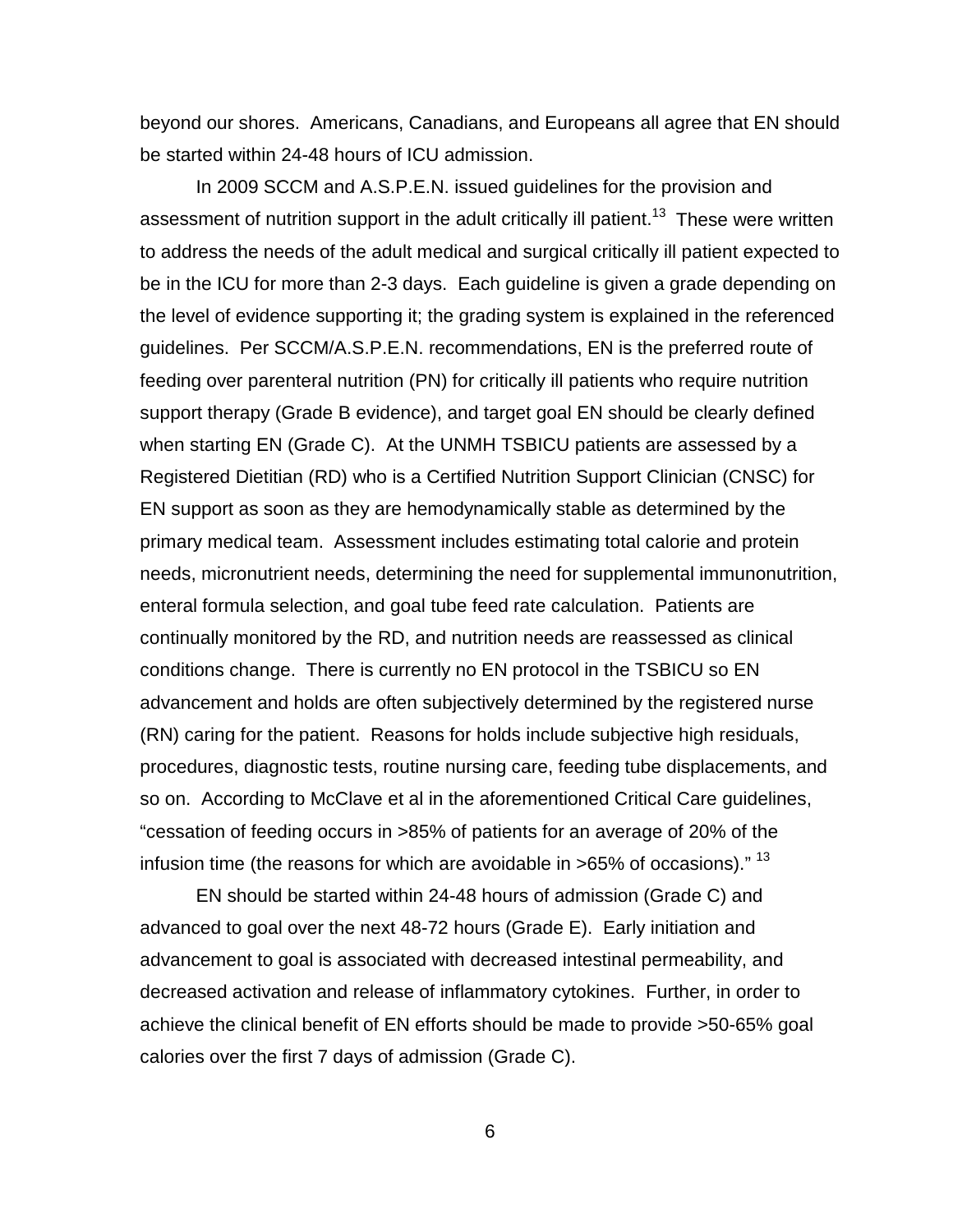beyond our shores. Americans, Canadians, and Europeans all agree that EN should be started within 24-48 hours of ICU admission.

In 2009 SCCM and A.S.P.E.N. issued guidelines for the provision and assessment of nutrition support in the adult critically ill patient.[13] These were written to address the needs of the adult medical and surgical critically ill patient expected to be in the ICU for more than 2-3 days. Each guideline is given a grade depending on the level of evidence supporting it; the grading system is explained in the referenced guidelines. Per SCCM/A.S.P.E.N. recommendations, EN is the preferred route of feeding over parenteral nutrition (PN) for critically ill patients who require nutrition support therapy (Grade B evidence), and target goal EN should be clearly defined when starting EN (Grade C). At the UNMH TSBICU patients are assessed by a Registered Dietitian (RD) who is a Certified Nutrition Support Clinician (CNSC) for EN support as soon as they are hemodynamically stable as determined by the primary medical team. Assessment includes estimating total calorie and protein needs, micronutrient needs, determining the need for supplemental immunonutrition, enteral formula selection, and goal tube feed rate calculation. Patients are continually monitored by the RD, and nutrition needs are reassessed as clinical conditions change. There is currently no EN protocol in the TSBICU so EN advancement and holds are often subjectively determined by the registered nurse (RN) caring for the patient. Reasons for holds include subjective high residuals, procedures, diagnostic tests, routine nursing care, feeding tube displacements, and so on. According to McClave et al in the aforementioned Critical Care guidelines, "cessation of feeding occurs in >85% of patients for an average of 20% of the infusion time (the reasons for which are avoidable in >65% of occasions)." [13]

EN should be started within 24-48 hours of admission (Grade C) and advanced to goal over the next 48-72 hours (Grade E). Early initiation and advancement to goal is associated with decreased intestinal permeability, and decreased activation and release of inflammatory cytokines. Further, in order to achieve the clinical benefit of EN efforts should be made to provide >50-65% goal calories over the first 7 days of admission (Grade C).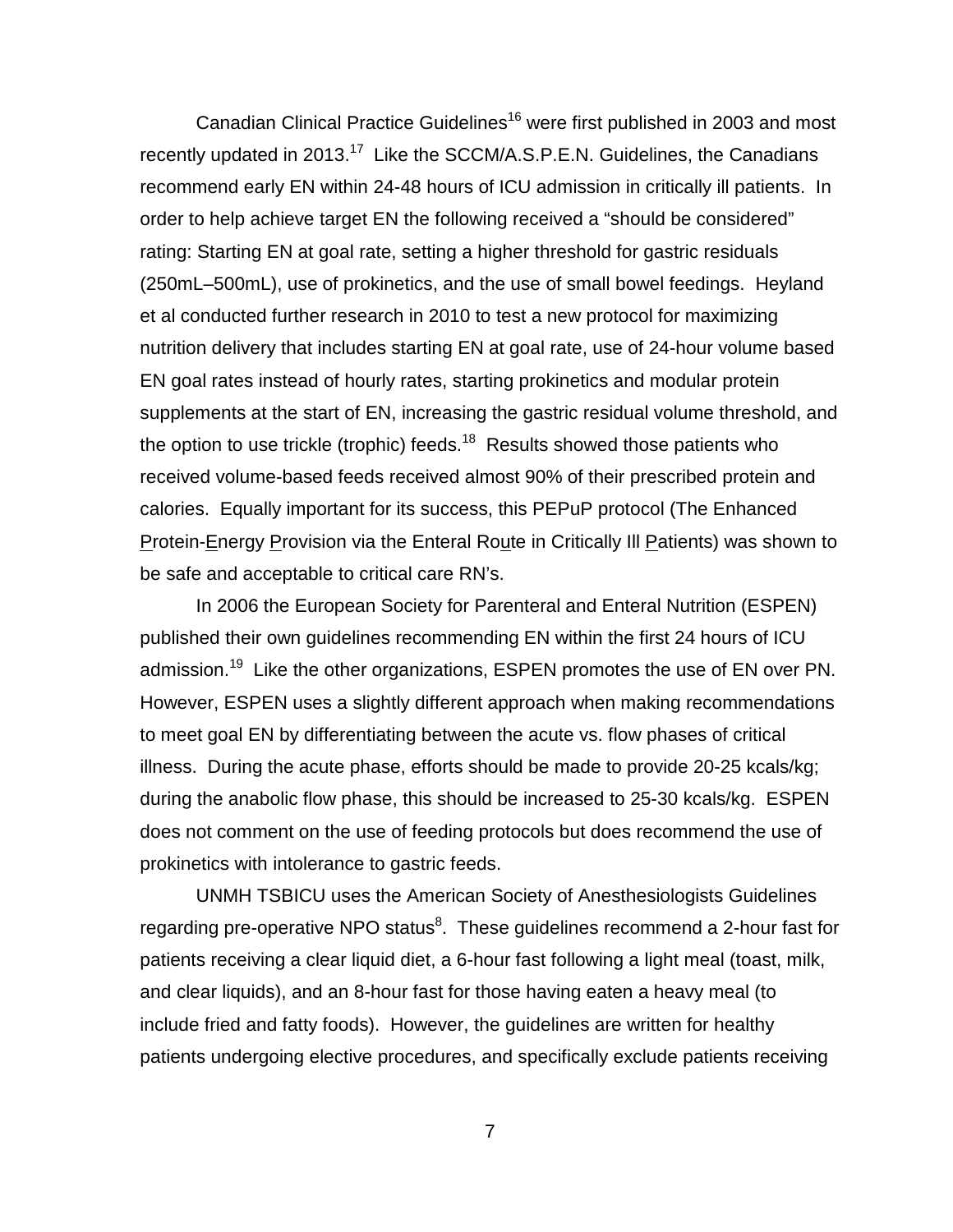Canadian Clinical Practice Guidelines[16] were first published in 2003 and most recently updated in 2013.[17] Like the SCCM/A.S.P.E.N. Guidelines, the Canadians recommend early EN within 24-48 hours of ICU admission in critically ill patients. In order to help achieve target EN the following received a "should be considered" rating: Starting EN at goal rate, setting a higher threshold for gastric residuals (250mL–500mL), use of prokinetics, and the use of small bowel feedings. Heyland et al conducted further research in 2010 to test a new protocol for maximizing nutrition delivery that includes starting EN at goal rate, use of 24-hour volume based EN goal rates instead of hourly rates, starting prokinetics and modular protein supplements at the start of EN, increasing the gastric residual volume threshold, and the option to use trickle (trophic) feeds.[18] Results showed those patients who received volume-based feeds received almost 90% of their prescribed protein and calories. Equally important for its success, this PEPuP protocol (The Enhanced Protein-Energy Provision via the Enteral Route in Critically Ill Patients) was shown to be safe and acceptable to critical care RN's.

In 2006 the European Society for Parenteral and Enteral Nutrition (ESPEN) published their own guidelines recommending EN within the first 24 hours of ICU admission.[19] Like the other organizations, ESPEN promotes the use of EN over PN. However, ESPEN uses a slightly different approach when making recommendations to meet goal EN by differentiating between the acute vs. flow phases of critical illness. During the acute phase, efforts should be made to provide 20-25 kcals/kg; during the anabolic flow phase, this should be increased to 25-30 kcals/kg. ESPEN does not comment on the use of feeding protocols but does recommend the use of prokinetics with intolerance to gastric feeds.

UNMH TSBICU uses the American Society of Anesthesiologists Guidelines regarding pre-operative NPO status[8]. These guidelines recommend a 2-hour fast for patients receiving a clear liquid diet, a 6-hour fast following a light meal (toast, milk, and clear liquids), and an 8-hour fast for those having eaten a heavy meal (to include fried and fatty foods). However, the guidelines are written for healthy patients undergoing elective procedures, and specifically exclude patients receiving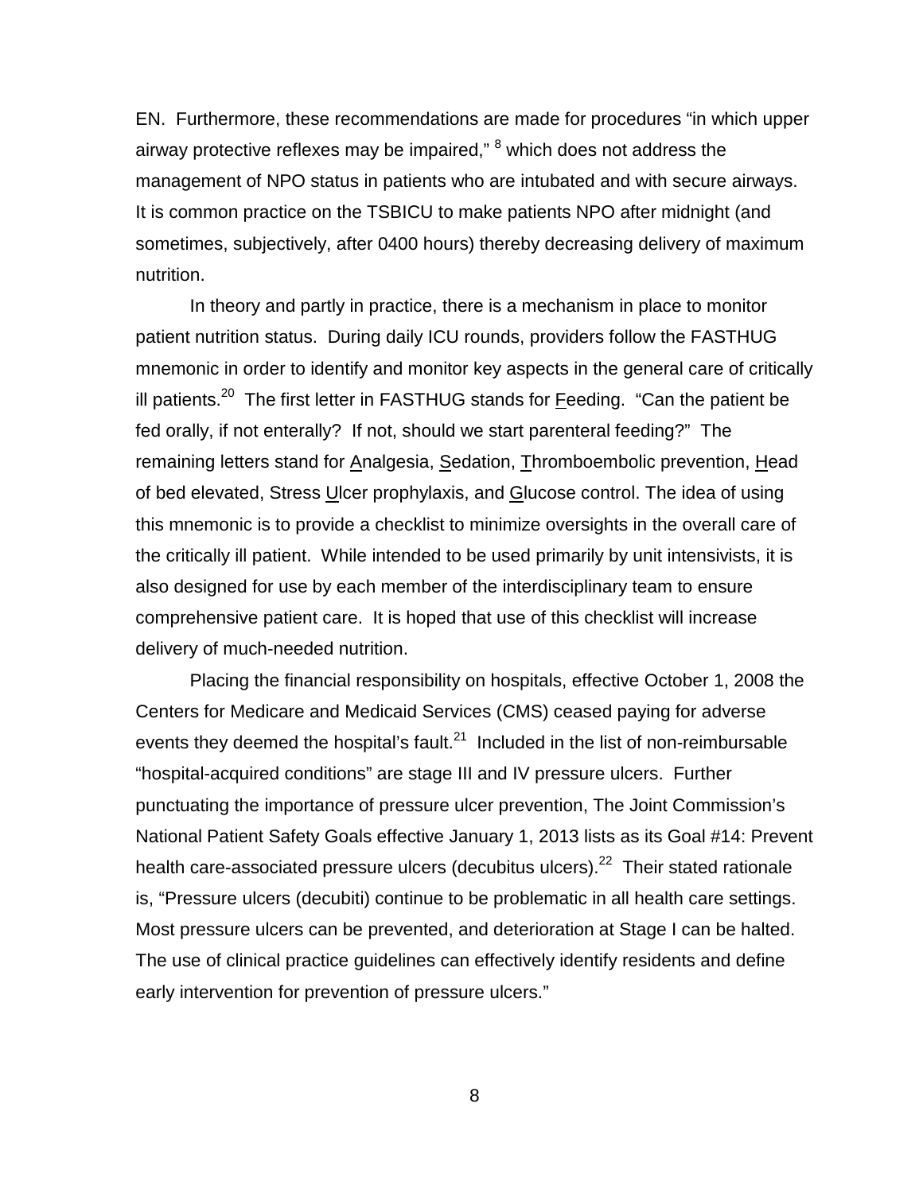EN. Furthermore, these recommendations are made for procedures "in which upper airway protective reflexes may be impaired," [8] which does not address the management of NPO status in patients who are intubated and with secure airways. It is common practice on the TSBICU to make patients NPO after midnight (and sometimes, subjectively, after 0400 hours) thereby decreasing delivery of maximum nutrition.

In theory and partly in practice, there is a mechanism in place to monitor patient nutrition status. During daily ICU rounds, providers follow the FASTHUG mnemonic in order to identify and monitor key aspects in the general care of critically ill patients.[20] The first letter in FASTHUG stands for <u>F</u>eeding. "Can the patient be fed orally, if not enterally? If not, should we start parenteral feeding?" The remaining letters stand for <u>A</u>nalgesia, <u>S</u>edation, <u>T</u>hromboembolic prevention, <u>H</u>ead of bed elevated, Stress <u>U</u>lcer prophylaxis, and <u>G</u>lucose control. The idea of using this mnemonic is to provide a checklist to minimize oversights in the overall care of the critically ill patient. While intended to be used primarily by unit intensivists, it is also designed for use by each member of the interdisciplinary team to ensure comprehensive patient care. It is hoped that use of this checklist will increase delivery of much-needed nutrition.

Placing the financial responsibility on hospitals, effective October 1, 2008 the Centers for Medicare and Medicaid Services (CMS) ceased paying for adverse events they deemed the hospital's fault.[21] Included in the list of non-reimbursable "hospital-acquired conditions" are stage III and IV pressure ulcers. Further punctuating the importance of pressure ulcer prevention, The Joint Commission's National Patient Safety Goals effective January 1, 2013 lists as its Goal #14: Prevent health care-associated pressure ulcers (decubitus ulcers).[22] Their stated rationale is, "Pressure ulcers (decubiti) continue to be problematic in all health care settings. Most pressure ulcers can be prevented, and deterioration at Stage I can be halted. The use of clinical practice guidelines can effectively identify residents and define early intervention for prevention of pressure ulcers."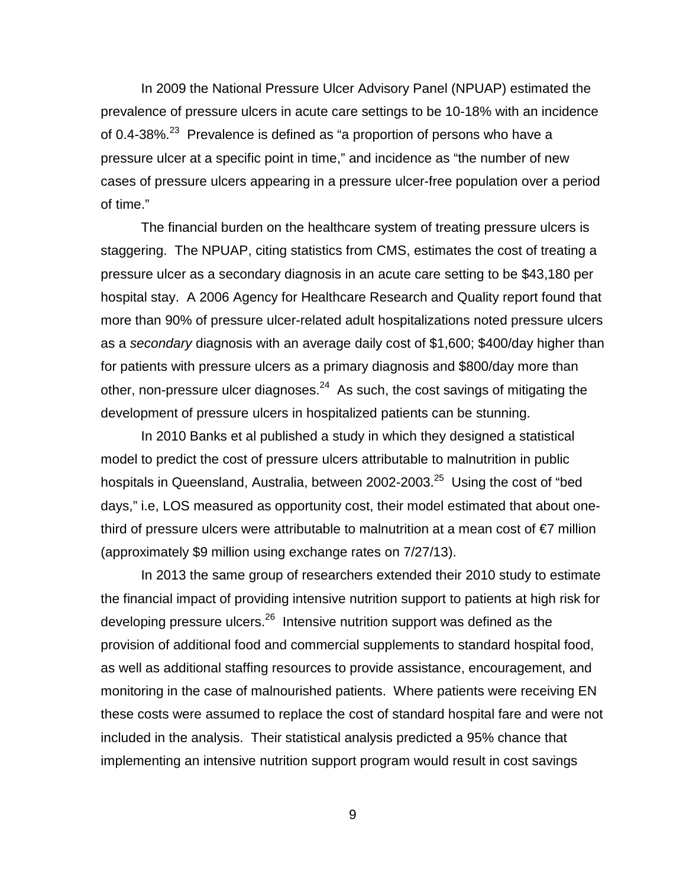In 2009 the National Pressure Ulcer Advisory Panel (NPUAP) estimated the prevalence of pressure ulcers in acute care settings to be 10-18% with an incidence of 0.4-38%.[23] Prevalence is defined as “a proportion of persons who have a pressure ulcer at a specific point in time,” and incidence as “the number of new cases of pressure ulcers appearing in a pressure ulcer-free population over a period of time.”

The financial burden on the healthcare system of treating pressure ulcers is staggering. The NPUAP, citing statistics from CMS, estimates the cost of treating a pressure ulcer as a secondary diagnosis in an acute care setting to be $43,180 per hospital stay. A 2006 Agency for Healthcare Research and Quality report found that more than 90% of pressure ulcer-related adult hospitalizations noted pressure ulcers as a *secondary* diagnosis with an average daily cost of $1,600; $400/day higher than for patients with pressure ulcers as a primary diagnosis and $800/day more than other, non-pressure ulcer diagnoses.[24] As such, the cost savings of mitigating the development of pressure ulcers in hospitalized patients can be stunning.

In 2010 Banks et al published a study in which they designed a statistical model to predict the cost of pressure ulcers attributable to malnutrition in public hospitals in Queensland, Australia, between 2002-2003.[25] Using the cost of “bed days,” i.e, LOS measured as opportunity cost, their model estimated that about one-third of pressure ulcers were attributable to malnutrition at a mean cost of €7 million (approximately $9 million using exchange rates on 7/27/13).

In 2013 the same group of researchers extended their 2010 study to estimate the financial impact of providing intensive nutrition support to patients at high risk for developing pressure ulcers.[26] Intensive nutrition support was defined as the provision of additional food and commercial supplements to standard hospital food, as well as additional staffing resources to provide assistance, encouragement, and monitoring in the case of malnourished patients. Where patients were receiving EN these costs were assumed to replace the cost of standard hospital fare and were not included in the analysis. Their statistical analysis predicted a 95% chance that implementing an intensive nutrition support program would result in cost savings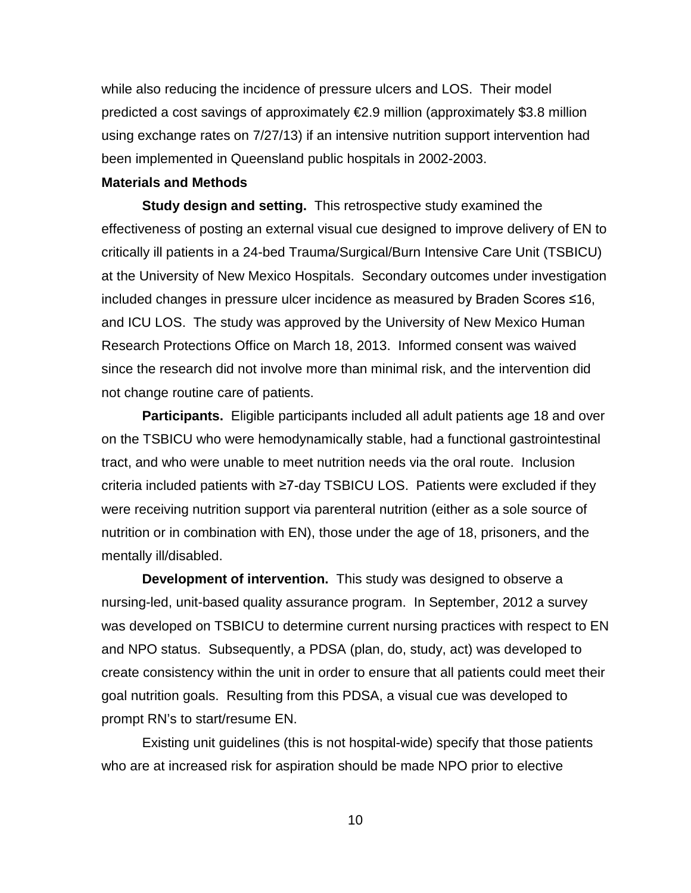while also reducing the incidence of pressure ulcers and LOS. Their model predicted a cost savings of approximately €2.9 million (approximately \$3.8 million using exchange rates on 7/27/13) if an intensive nutrition support intervention had been implemented in Queensland public hospitals in 2002-2003.

## Materials and Methods

**Study design and setting.** This retrospective study examined the effectiveness of posting an external visual cue designed to improve delivery of EN to critically ill patients in a 24-bed Trauma/Surgical/Burn Intensive Care Unit (TSBICU) at the University of New Mexico Hospitals. Secondary outcomes under investigation included changes in pressure ulcer incidence as measured by Braden Scores ≤16, and ICU LOS. The study was approved by the University of New Mexico Human Research Protections Office on March 18, 2013. Informed consent was waived since the research did not involve more than minimal risk, and the intervention did not change routine care of patients.

**Participants.** Eligible participants included all adult patients age 18 and over on the TSBICU who were hemodynamically stable, had a functional gastrointestinal tract, and who were unable to meet nutrition needs via the oral route. Inclusion criteria included patients with ≥7-day TSBICU LOS. Patients were excluded if they were receiving nutrition support via parenteral nutrition (either as a sole source of nutrition or in combination with EN), those under the age of 18, prisoners, and the mentally ill/disabled.

**Development of intervention.** This study was designed to observe a nursing-led, unit-based quality assurance program. In September, 2012 a survey was developed on TSBICU to determine current nursing practices with respect to EN and NPO status. Subsequently, a PDSA (plan, do, study, act) was developed to create consistency within the unit in order to ensure that all patients could meet their goal nutrition goals. Resulting from this PDSA, a visual cue was developed to prompt RN's to start/resume EN.

Existing unit guidelines (this is not hospital-wide) specify that those patients who are at increased risk for aspiration should be made NPO prior to elective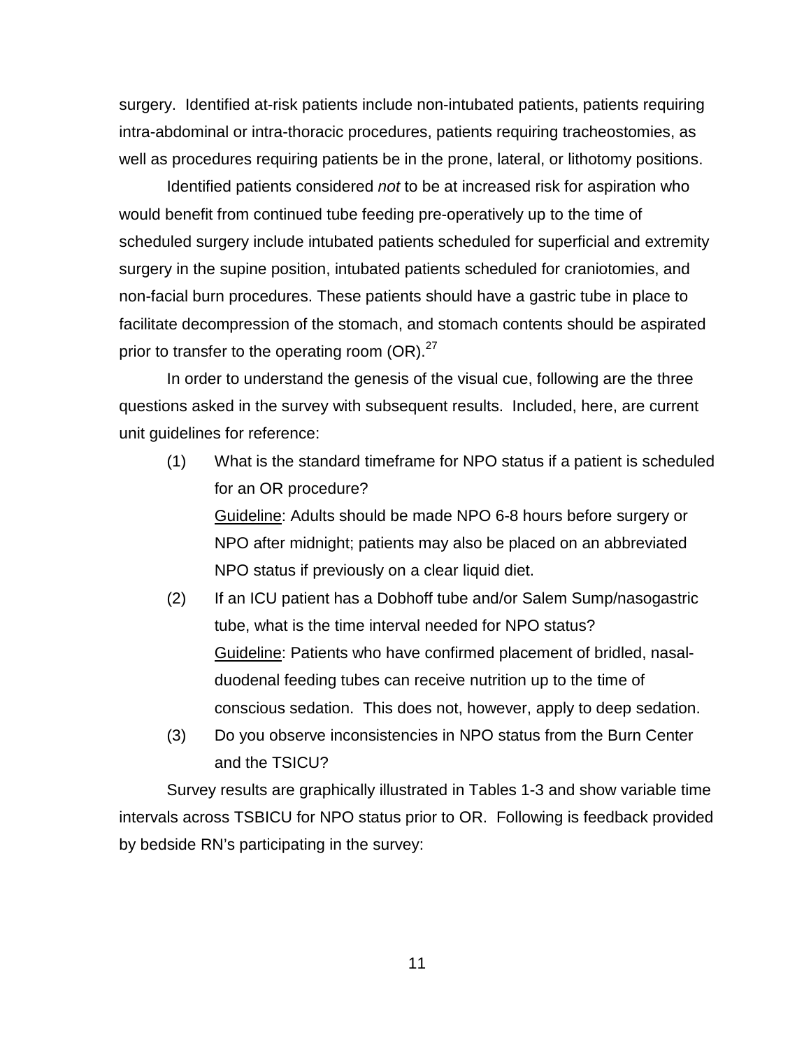surgery. Identified at-risk patients include non-intubated patients, patients requiring intra-abdominal or intra-thoracic procedures, patients requiring tracheostomies, as well as procedures requiring patients be in the prone, lateral, or lithotomy positions.

Identified patients considered *not* to be at increased risk for aspiration who would benefit from continued tube feeding pre-operatively up to the time of scheduled surgery include intubated patients scheduled for superficial and extremity surgery in the supine position, intubated patients scheduled for craniotomies, and non-facial burn procedures. These patients should have a gastric tube in place to facilitate decompression of the stomach, and stomach contents should be aspirated prior to transfer to the operating room (OR).[27]

In order to understand the genesis of the visual cue, following are the three questions asked in the survey with subsequent results. Included, here, are current unit guidelines for reference:

(1) What is the standard timeframe for NPO status if a patient is scheduled for an OR procedure?
    Guideline: Adults should be made NPO 6-8 hours before surgery or NPO after midnight; patients may also be placed on an abbreviated NPO status if previously on a clear liquid diet.

(2) If an ICU patient has a Dobhoff tube and/or Salem Sump/nasogastric tube, what is the time interval needed for NPO status?
    Guideline: Patients who have confirmed placement of bridled, nasal-duodenal feeding tubes can receive nutrition up to the time of conscious sedation. This does not, however, apply to deep sedation.

(3) Do you observe inconsistencies in NPO status from the Burn Center and the TSICU?

Survey results are graphically illustrated in Tables 1-3 and show variable time intervals across TSBICU for NPO status prior to OR. Following is feedback provided by bedside RN's participating in the survey: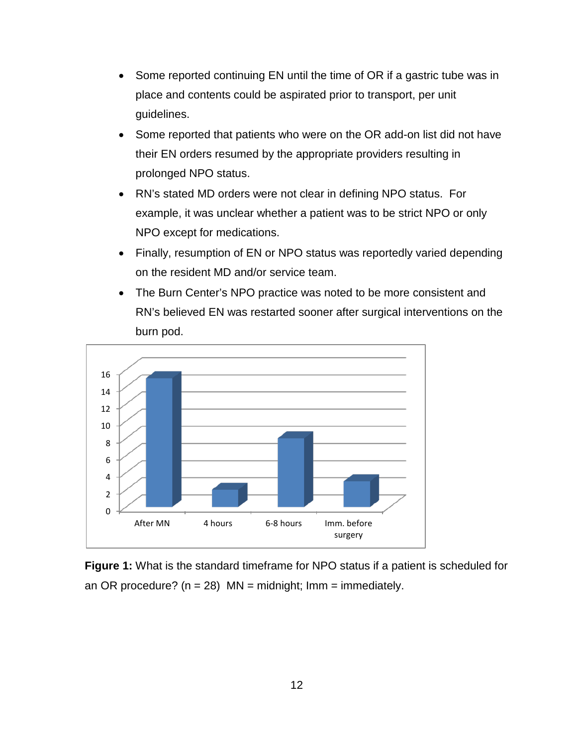- Some reported continuing EN until the time of OR if a gastric tube was in place and contents could be aspirated prior to transport, per unit guidelines.
- Some reported that patients who were on the OR add-on list did not have their EN orders resumed by the appropriate providers resulting in prolonged NPO status.
- RN's stated MD orders were not clear in defining NPO status. For example, it was unclear whether a patient was to be strict NPO or only NPO except for medications.
- Finally, resumption of EN or NPO status was reportedly varied depending on the resident MD and/or service team.
- The Burn Center's NPO practice was noted to be more consistent and RN's believed EN was restarted sooner after surgical interventions on the burn pod.

| Timeframe | Count |
|---|---|
| After MN | 15 |
| 4 hours | 2 |
| 6-8 hours | 8 |
| Imm. before surgery | 3 |

**Figure 1:** What is the standard timeframe for NPO status if a patient is scheduled for an OR procedure? (n = 28) MN = midnight; Imm = immediately.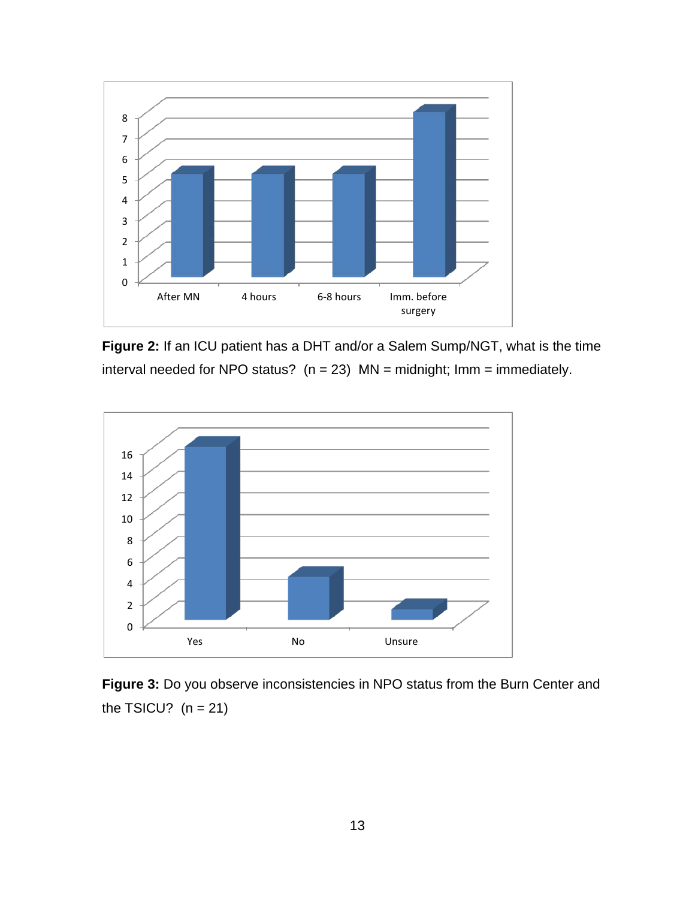**Figure 2:** If an ICU patient has a DHT and/or a Salem Sump/NGT, what is the time interval needed for NPO status? (n = 23) MN = midnight; Imm = immediately.

**Figure 3:** Do you observe inconsistencies in NPO status from the Burn Center and the TSICU? (n = 21)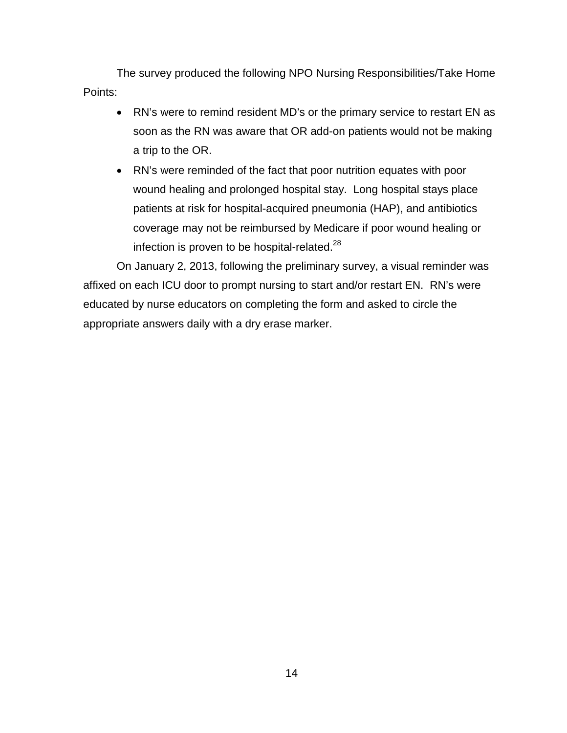The survey produced the following NPO Nursing Responsibilities/Take Home Points:

- RN's were to remind resident MD's or the primary service to restart EN as soon as the RN was aware that OR add-on patients would not be making a trip to the OR.
- RN's were reminded of the fact that poor nutrition equates with poor wound healing and prolonged hospital stay. Long hospital stays place patients at risk for hospital-acquired pneumonia (HAP), and antibiotics coverage may not be reimbursed by Medicare if poor wound healing or infection is proven to be hospital-related.[28]

On January 2, 2013, following the preliminary survey, a visual reminder was affixed on each ICU door to prompt nursing to start and/or restart EN. RN's were educated by nurse educators on completing the form and asked to circle the appropriate answers daily with a dry erase marker.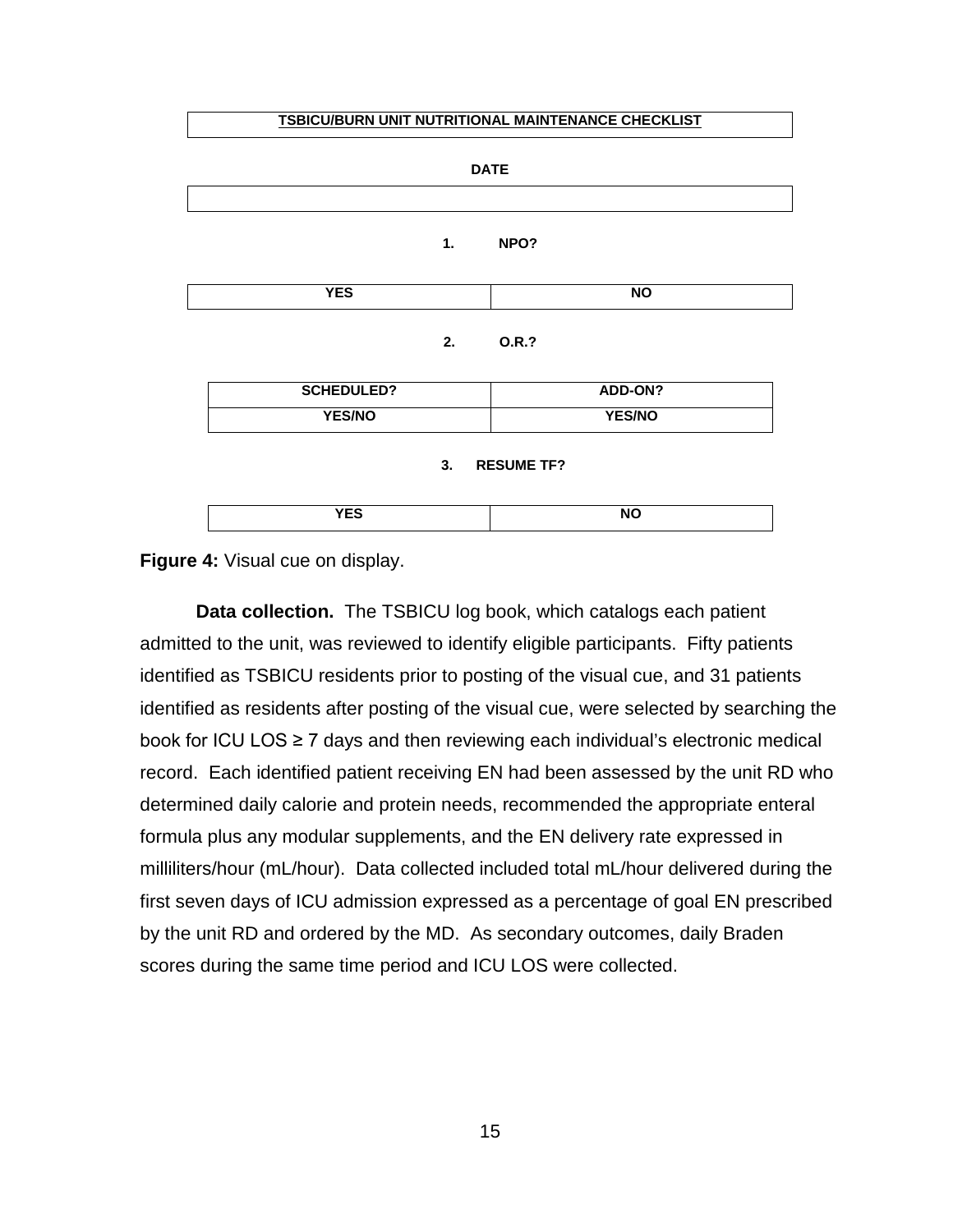| TSBICU/BURN UNIT NUTRITIONAL MAINTENANCE CHECKLIST |
|---|

**DATE**

| |
|---|

**1. NPO?**

| YES | NO |
|---|---|

**2. O.R.?**

| SCHEDULED? | ADD-ON? |
|---|---|
| YES/NO | YES/NO |

**3. RESUME TF?**

| YES | NO |
|---|---|

**Figure 4:** Visual cue on display.

**Data collection.** The TSBICU log book, which catalogs each patient admitted to the unit, was reviewed to identify eligible participants. Fifty patients identified as TSBICU residents prior to posting of the visual cue, and 31 patients identified as residents after posting of the visual cue, were selected by searching the book for ICU LOS ≥ 7 days and then reviewing each individual's electronic medical record. Each identified patient receiving EN had been assessed by the unit RD who determined daily calorie and protein needs, recommended the appropriate enteral formula plus any modular supplements, and the EN delivery rate expressed in milliliters/hour (mL/hour). Data collected included total mL/hour delivered during the first seven days of ICU admission expressed as a percentage of goal EN prescribed by the unit RD and ordered by the MD. As secondary outcomes, daily Braden scores during the same time period and ICU LOS were collected.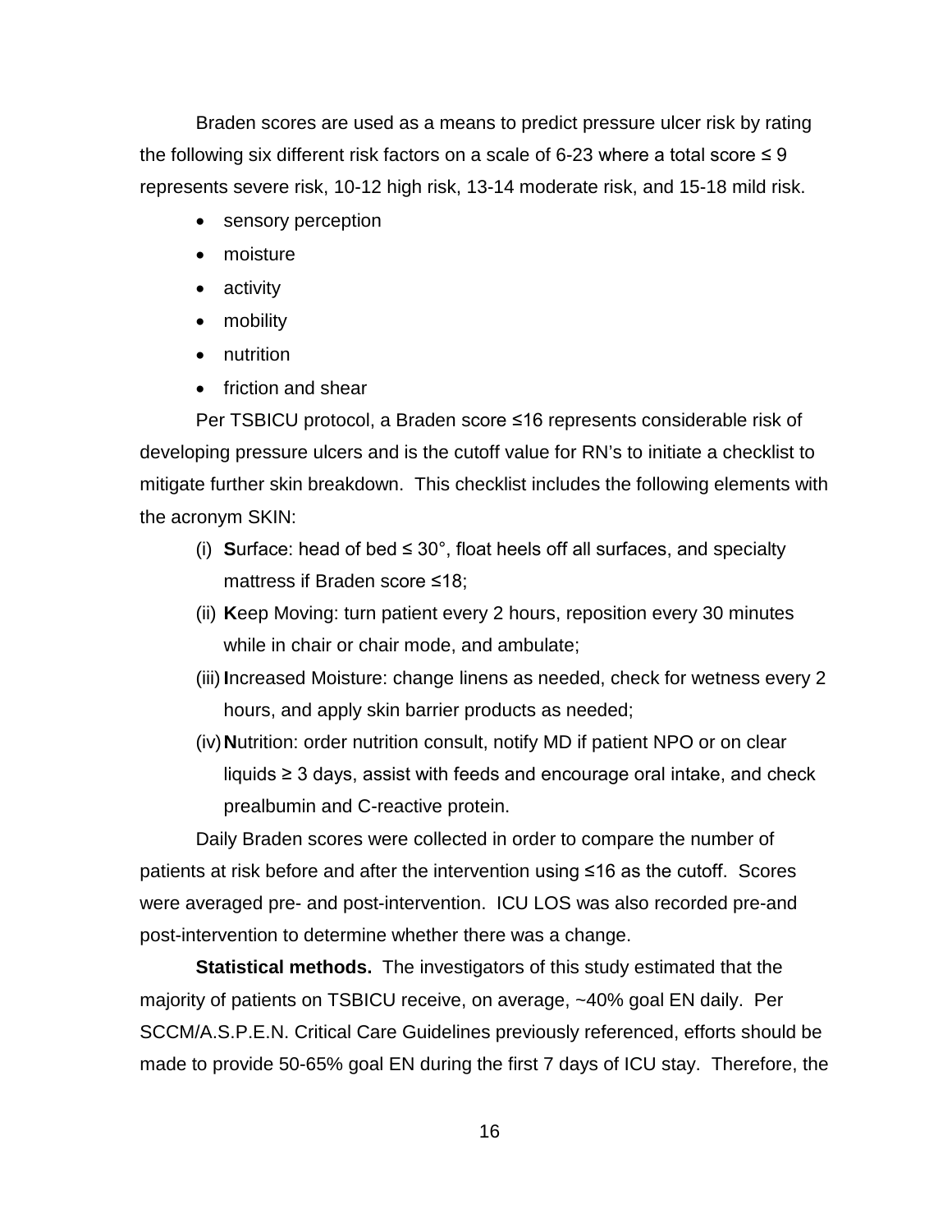Braden scores are used as a means to predict pressure ulcer risk by rating the following six different risk factors on a scale of 6-23 where a total score ≤ 9 represents severe risk, 10-12 high risk, 13-14 moderate risk, and 15-18 mild risk.

- sensory perception
- moisture
- activity
- mobility
- nutrition
- friction and shear

Per TSBICU protocol, a Braden score ≤16 represents considerable risk of developing pressure ulcers and is the cutoff value for RN's to initiate a checklist to mitigate further skin breakdown. This checklist includes the following elements with the acronym SKIN:

(i) **S**urface: head of bed ≤ 30°, float heels off all surfaces, and specialty mattress if Braden score ≤18;

(ii) **K**eep Moving: turn patient every 2 hours, reposition every 30 minutes while in chair or chair mode, and ambulate;

(iii) **I**ncreased Moisture: change linens as needed, check for wetness every 2 hours, and apply skin barrier products as needed;

(iv) **N**utrition: order nutrition consult, notify MD if patient NPO or on clear liquids ≥ 3 days, assist with feeds and encourage oral intake, and check prealbumin and C-reactive protein.

Daily Braden scores were collected in order to compare the number of patients at risk before and after the intervention using ≤16 as the cutoff. Scores were averaged pre- and post-intervention. ICU LOS was also recorded pre-and post-intervention to determine whether there was a change.

**Statistical methods.** The investigators of this study estimated that the majority of patients on TSBICU receive, on average, ~40% goal EN daily. Per SCCM/A.S.P.E.N. Critical Care Guidelines previously referenced, efforts should be made to provide 50-65% goal EN during the first 7 days of ICU stay. Therefore, the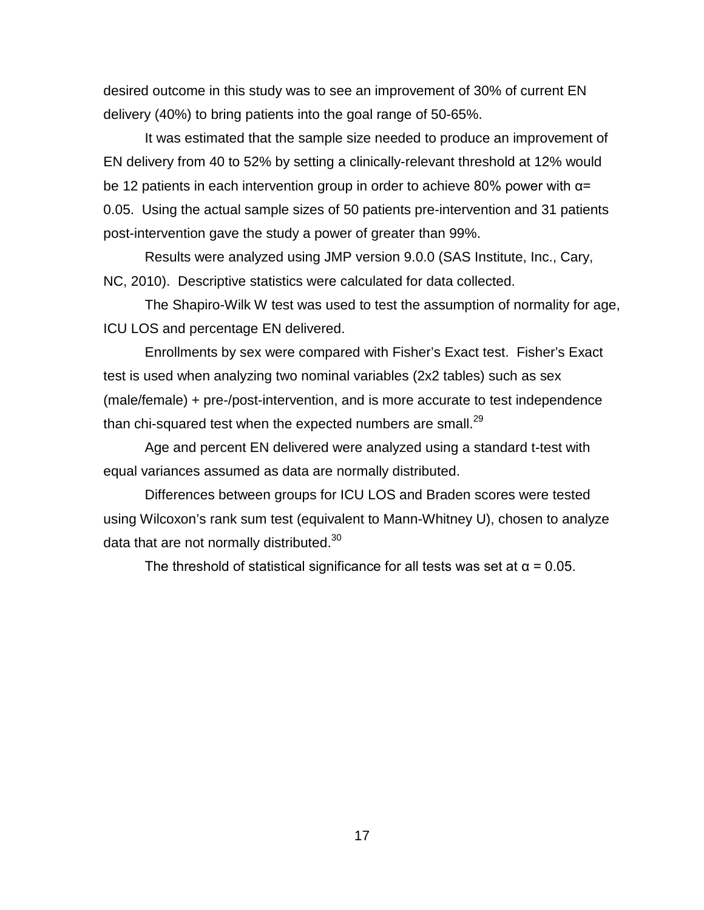desired outcome in this study was to see an improvement of 30% of current EN delivery (40%) to bring patients into the goal range of 50-65%.

It was estimated that the sample size needed to produce an improvement of EN delivery from 40 to 52% by setting a clinically-relevant threshold at 12% would be 12 patients in each intervention group in order to achieve 80% power with $\alpha = 0.05$. Using the actual sample sizes of 50 patients pre-intervention and 31 patients post-intervention gave the study a power of greater than 99%.

Results were analyzed using JMP version 9.0.0 (SAS Institute, Inc., Cary, NC, 2010). Descriptive statistics were calculated for data collected.

The Shapiro-Wilk W test was used to test the assumption of normality for age, ICU LOS and percentage EN delivered.

Enrollments by sex were compared with Fisher's Exact test. Fisher's Exact test is used when analyzing two nominal variables (2x2 tables) such as sex (male/female) + pre-/post-intervention, and is more accurate to test independence than chi-squared test when the expected numbers are small.[29]

Age and percent EN delivered were analyzed using a standard t-test with equal variances assumed as data are normally distributed.

Differences between groups for ICU LOS and Braden scores were tested using Wilcoxon's rank sum test (equivalent to Mann-Whitney U), chosen to analyze data that are not normally distributed.[30]

The threshold of statistical significance for all tests was set at $\alpha = 0.05$.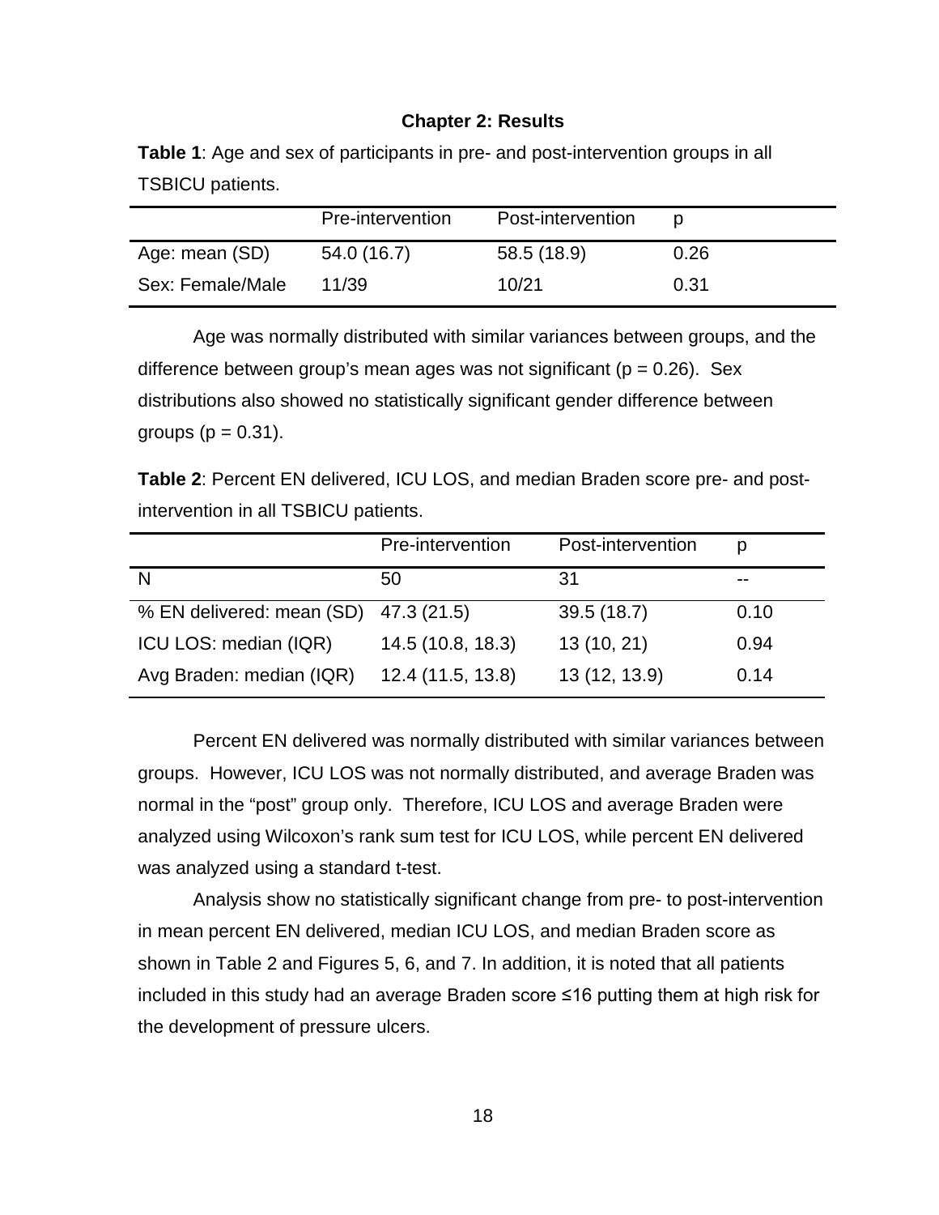## Chapter 2: Results

**Table 1**: Age and sex of participants in pre- and post-intervention groups in all TSBICU patients.

| | Pre-intervention | Post-intervention | p |
|---|---|---|---|
| Age: mean (SD) | 54.0 (16.7) | 58.5 (18.9) | 0.26 |
| Sex: Female/Male | 11/39 | 10/21 | 0.31 |

Age was normally distributed with similar variances between groups, and the difference between group's mean ages was not significant ($p = 0.26$). Sex distributions also showed no statistically significant gender difference between groups ($p = 0.31$).

**Table 2**: Percent EN delivered, ICU LOS, and median Braden score pre- and post-intervention in all TSBICU patients.

| | Pre-intervention | Post-intervention | p |
|---|---|---|---|
| N | 50 | 31 | -- |
| % EN delivered: mean (SD) | 47.3 (21.5) | 39.5 (18.7) | 0.10 |
| ICU LOS: median (IQR) | 14.5 (10.8, 18.3) | 13 (10, 21) | 0.94 |
| Avg Braden: median (IQR) | 12.4 (11.5, 13.8) | 13 (12, 13.9) | 0.14 |

Percent EN delivered was normally distributed with similar variances between groups. However, ICU LOS was not normally distributed, and average Braden was normal in the "post" group only. Therefore, ICU LOS and average Braden were analyzed using Wilcoxon's rank sum test for ICU LOS, while percent EN delivered was analyzed using a standard t-test.

Analysis show no statistically significant change from pre- to post-intervention in mean percent EN delivered, median ICU LOS, and median Braden score as shown in Table 2 and Figures 5, 6, and 7. In addition, it is noted that all patients included in this study had an average Braden score ≤16 putting them at high risk for the development of pressure ulcers.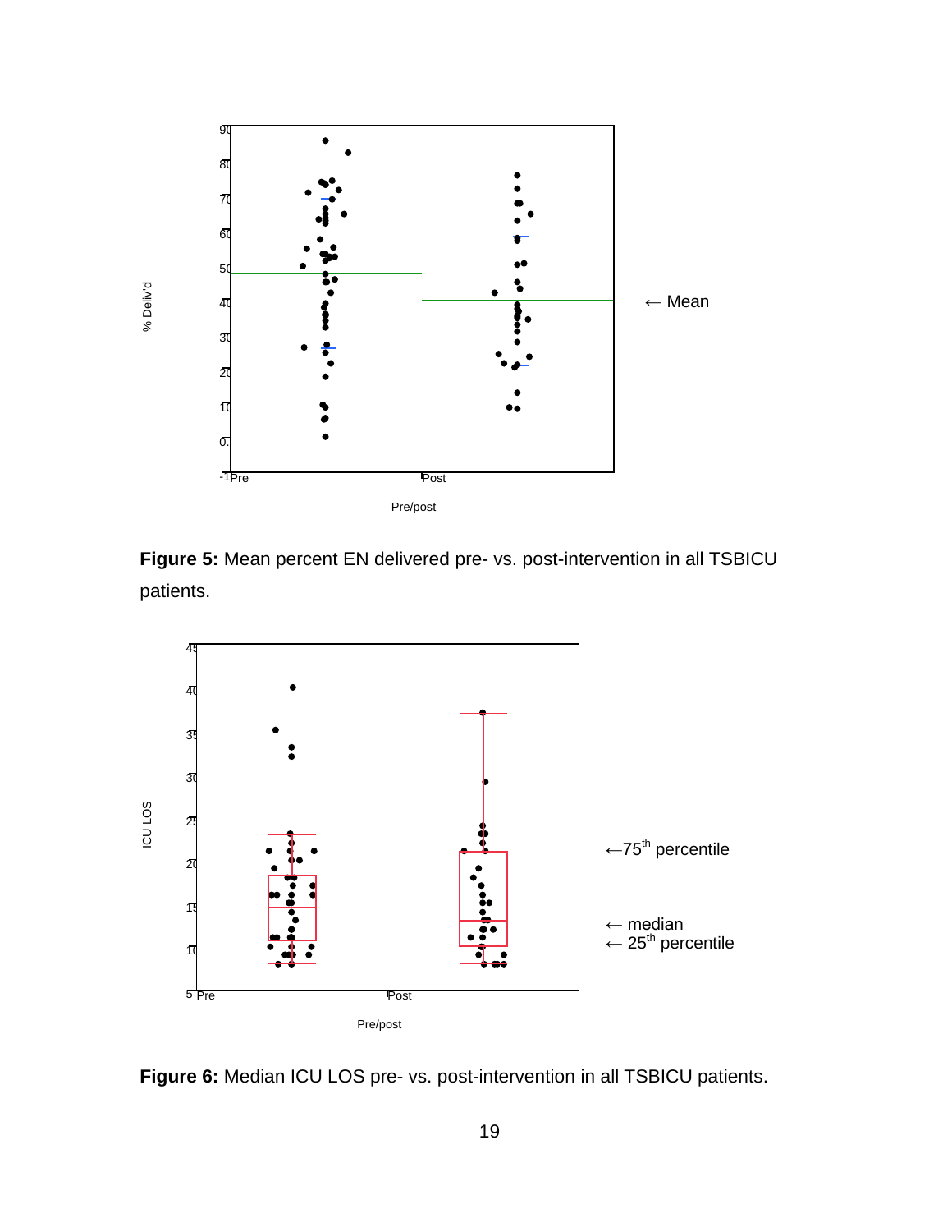**Figure 5:** Mean percent EN delivered pre- vs. post-intervention in all TSBICU patients.

**Figure 6:** Median ICU LOS pre- vs. post-intervention in all TSBICU patients.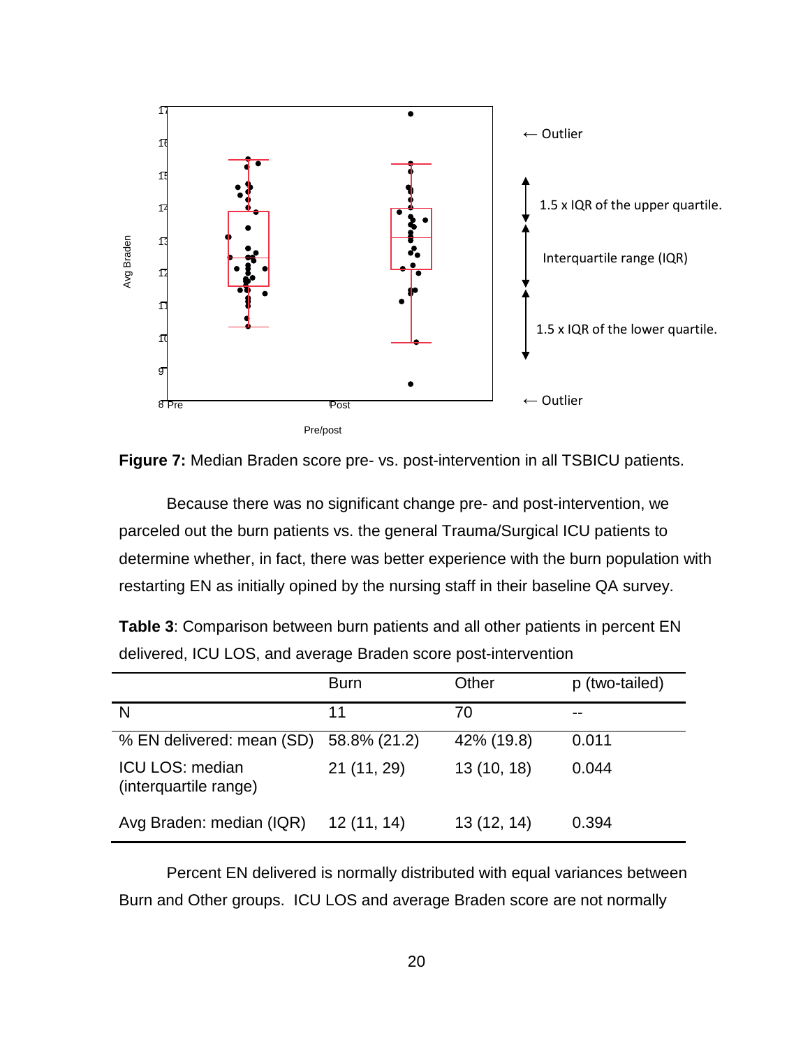**Figure 7:** Median Braden score pre- vs. post-intervention in all TSBICU patients.

Because there was no significant change pre- and post-intervention, we parceled out the burn patients vs. the general Trauma/Surgical ICU patients to determine whether, in fact, there was better experience with the burn population with restarting EN as initially opined by the nursing staff in their baseline QA survey.

**Table 3**: Comparison between burn patients and all other patients in percent EN delivered, ICU LOS, and average Braden score post-intervention

| | Burn | Other | p (two-tailed) |
|---|---|---|---|
| N | 11 | 70 | -- |
| % EN delivered: mean (SD) | 58.8% (21.2) | 42% (19.8) | 0.011 |
| ICU LOS: median (interquartile range) | 21 (11, 29) | 13 (10, 18) | 0.044 |
| Avg Braden: median (IQR) | 12 (11, 14) | 13 (12, 14) | 0.394 |

Percent EN delivered is normally distributed with equal variances between Burn and Other groups. ICU LOS and average Braden score are not normally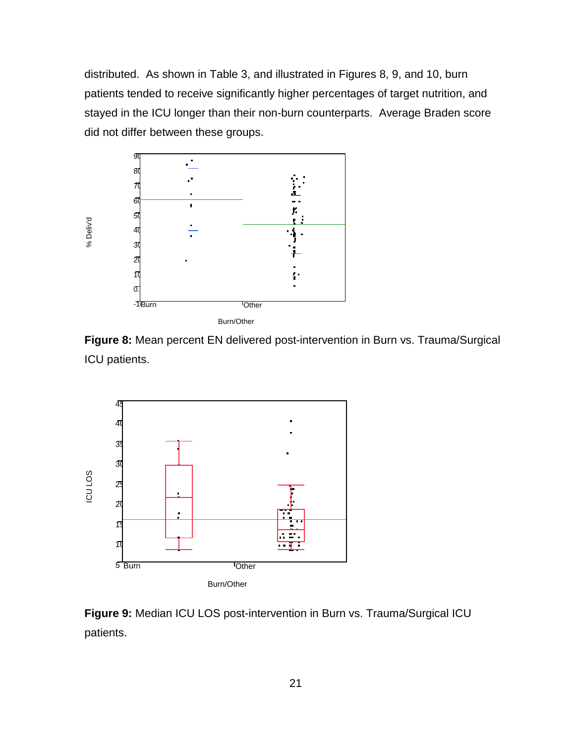distributed. As shown in Table 3, and illustrated in Figures 8, 9, and 10, burn patients tended to receive significantly higher percentages of target nutrition, and stayed in the ICU longer than their non-burn counterparts. Average Braden score did not differ between these groups.

**Figure 8:** Mean percent EN delivered post-intervention in Burn vs. Trauma/Surgical ICU patients.

**Figure 9:** Median ICU LOS post-intervention in Burn vs. Trauma/Surgical ICU patients.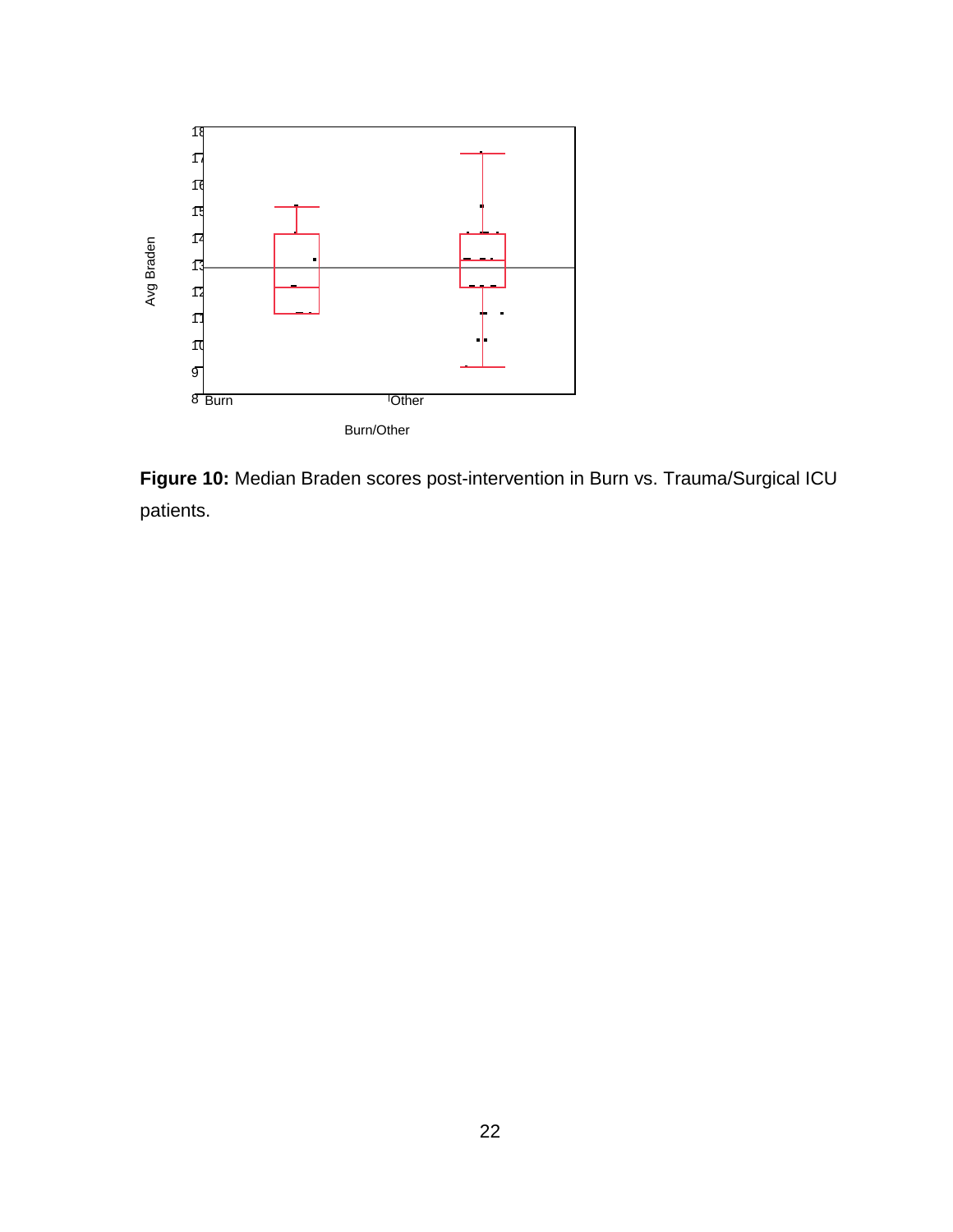**Figure 10:** Median Braden scores post-intervention in Burn vs. Trauma/Surgical ICU patients.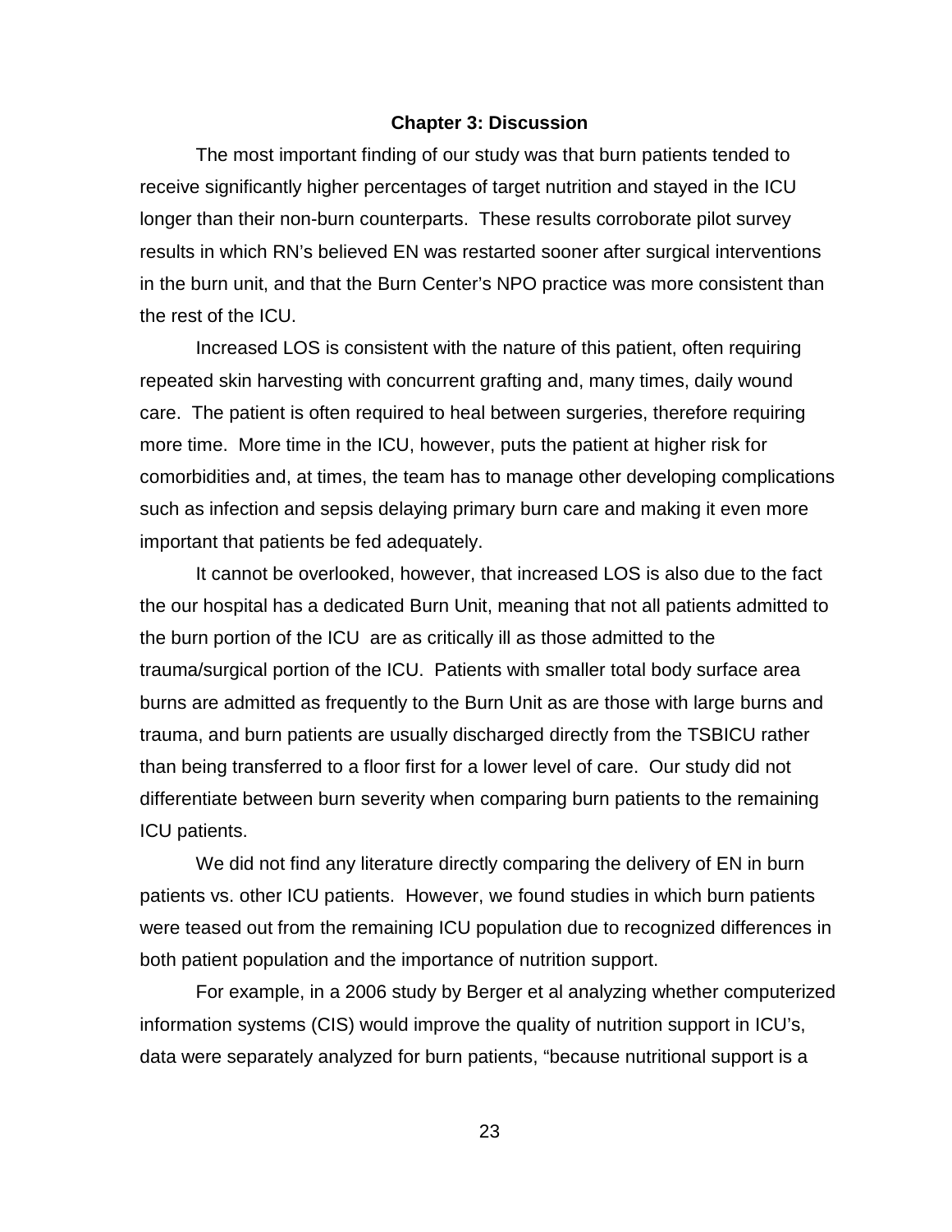## Chapter 3: Discussion

The most important finding of our study was that burn patients tended to receive significantly higher percentages of target nutrition and stayed in the ICU longer than their non-burn counterparts. These results corroborate pilot survey results in which RN's believed EN was restarted sooner after surgical interventions in the burn unit, and that the Burn Center's NPO practice was more consistent than the rest of the ICU.

Increased LOS is consistent with the nature of this patient, often requiring repeated skin harvesting with concurrent grafting and, many times, daily wound care. The patient is often required to heal between surgeries, therefore requiring more time. More time in the ICU, however, puts the patient at higher risk for comorbidities and, at times, the team has to manage other developing complications such as infection and sepsis delaying primary burn care and making it even more important that patients be fed adequately.

It cannot be overlooked, however, that increased LOS is also due to the fact the our hospital has a dedicated Burn Unit, meaning that not all patients admitted to the burn portion of the ICU are as critically ill as those admitted to the trauma/surgical portion of the ICU. Patients with smaller total body surface area burns are admitted as frequently to the Burn Unit as are those with large burns and trauma, and burn patients are usually discharged directly from the TSBICU rather than being transferred to a floor first for a lower level of care. Our study did not differentiate between burn severity when comparing burn patients to the remaining ICU patients.

We did not find any literature directly comparing the delivery of EN in burn patients vs. other ICU patients. However, we found studies in which burn patients were teased out from the remaining ICU population due to recognized differences in both patient population and the importance of nutrition support.

For example, in a 2006 study by Berger et al analyzing whether computerized information systems (CIS) would improve the quality of nutrition support in ICU's, data were separately analyzed for burn patients, "because nutritional support is a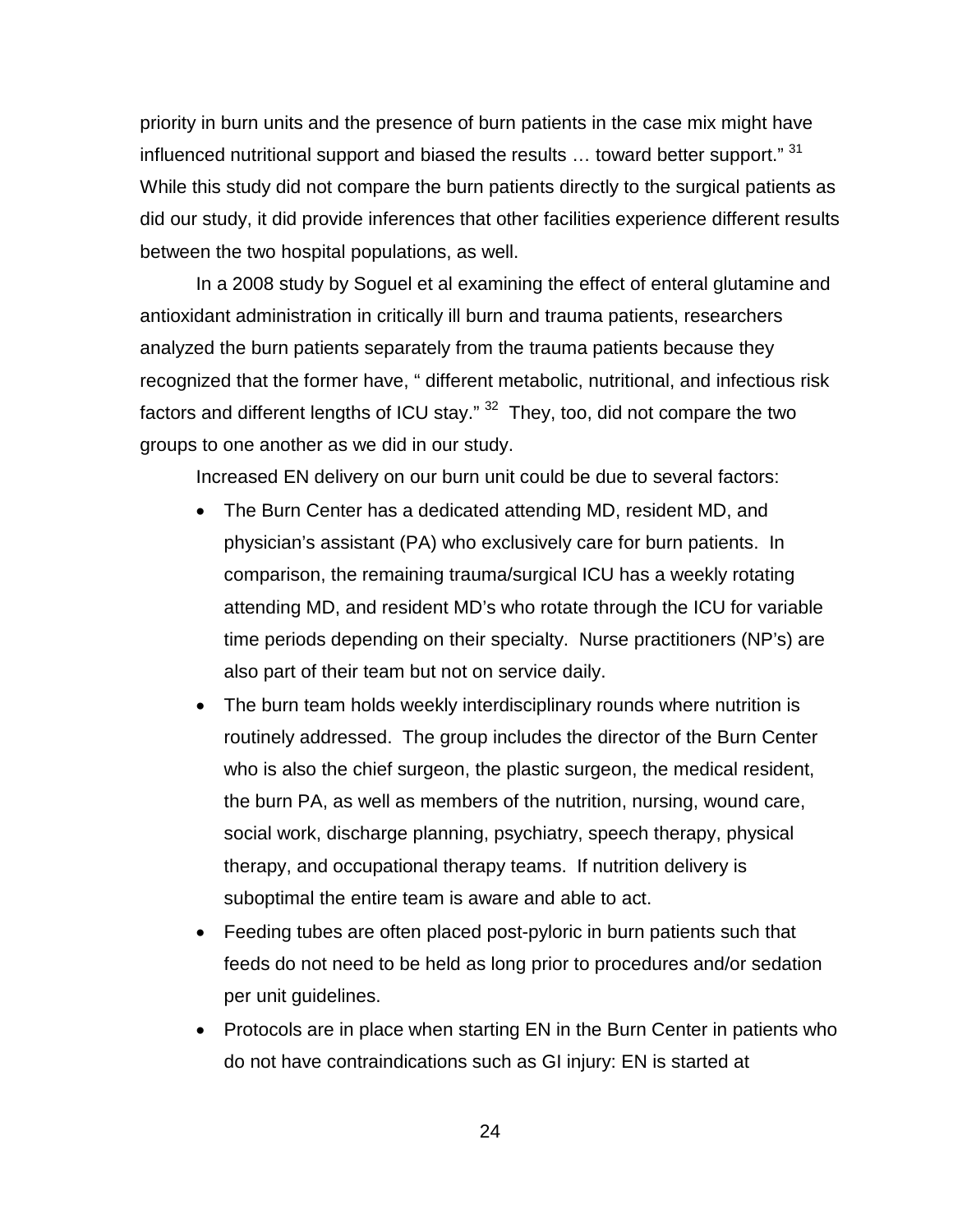priority in burn units and the presence of burn patients in the case mix might have influenced nutritional support and biased the results … toward better support." [31] While this study did not compare the burn patients directly to the surgical patients as did our study, it did provide inferences that other facilities experience different results between the two hospital populations, as well.

In a 2008 study by Soguel et al examining the effect of enteral glutamine and antioxidant administration in critically ill burn and trauma patients, researchers analyzed the burn patients separately from the trauma patients because they recognized that the former have, " different metabolic, nutritional, and infectious risk factors and different lengths of ICU stay." [32] They, too, did not compare the two groups to one another as we did in our study.

Increased EN delivery on our burn unit could be due to several factors:

- The Burn Center has a dedicated attending MD, resident MD, and physician's assistant (PA) who exclusively care for burn patients. In comparison, the remaining trauma/surgical ICU has a weekly rotating attending MD, and resident MD's who rotate through the ICU for variable time periods depending on their specialty. Nurse practitioners (NP's) are also part of their team but not on service daily.
- The burn team holds weekly interdisciplinary rounds where nutrition is routinely addressed. The group includes the director of the Burn Center who is also the chief surgeon, the plastic surgeon, the medical resident, the burn PA, as well as members of the nutrition, nursing, wound care, social work, discharge planning, psychiatry, speech therapy, physical therapy, and occupational therapy teams. If nutrition delivery is suboptimal the entire team is aware and able to act.
- Feeding tubes are often placed post-pyloric in burn patients such that feeds do not need to be held as long prior to procedures and/or sedation per unit guidelines.
- Protocols are in place when starting EN in the Burn Center in patients who do not have contraindications such as GI injury: EN is started at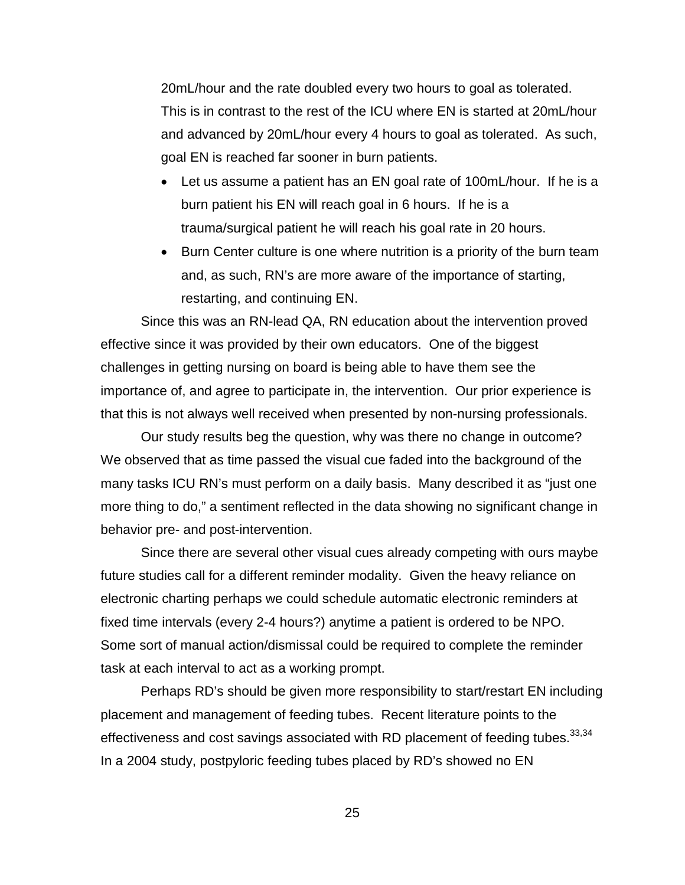20mL/hour and the rate doubled every two hours to goal as tolerated. This is in contrast to the rest of the ICU where EN is started at 20mL/hour and advanced by 20mL/hour every 4 hours to goal as tolerated. As such, goal EN is reached far sooner in burn patients.

- Let us assume a patient has an EN goal rate of 100mL/hour. If he is a burn patient his EN will reach goal in 6 hours. If he is a trauma/surgical patient he will reach his goal rate in 20 hours.
- Burn Center culture is one where nutrition is a priority of the burn team and, as such, RN's are more aware of the importance of starting, restarting, and continuing EN.

Since this was an RN-lead QA, RN education about the intervention proved effective since it was provided by their own educators. One of the biggest challenges in getting nursing on board is being able to have them see the importance of, and agree to participate in, the intervention. Our prior experience is that this is not always well received when presented by non-nursing professionals.

Our study results beg the question, why was there no change in outcome? We observed that as time passed the visual cue faded into the background of the many tasks ICU RN's must perform on a daily basis. Many described it as "just one more thing to do," a sentiment reflected in the data showing no significant change in behavior pre- and post-intervention.

Since there are several other visual cues already competing with ours maybe future studies call for a different reminder modality. Given the heavy reliance on electronic charting perhaps we could schedule automatic electronic reminders at fixed time intervals (every 2-4 hours?) anytime a patient is ordered to be NPO. Some sort of manual action/dismissal could be required to complete the reminder task at each interval to act as a working prompt.

Perhaps RD's should be given more responsibility to start/restart EN including placement and management of feeding tubes. Recent literature points to the effectiveness and cost savings associated with RD placement of feeding tubes.[33,34] In a 2004 study, postpyloric feeding tubes placed by RD's showed no EN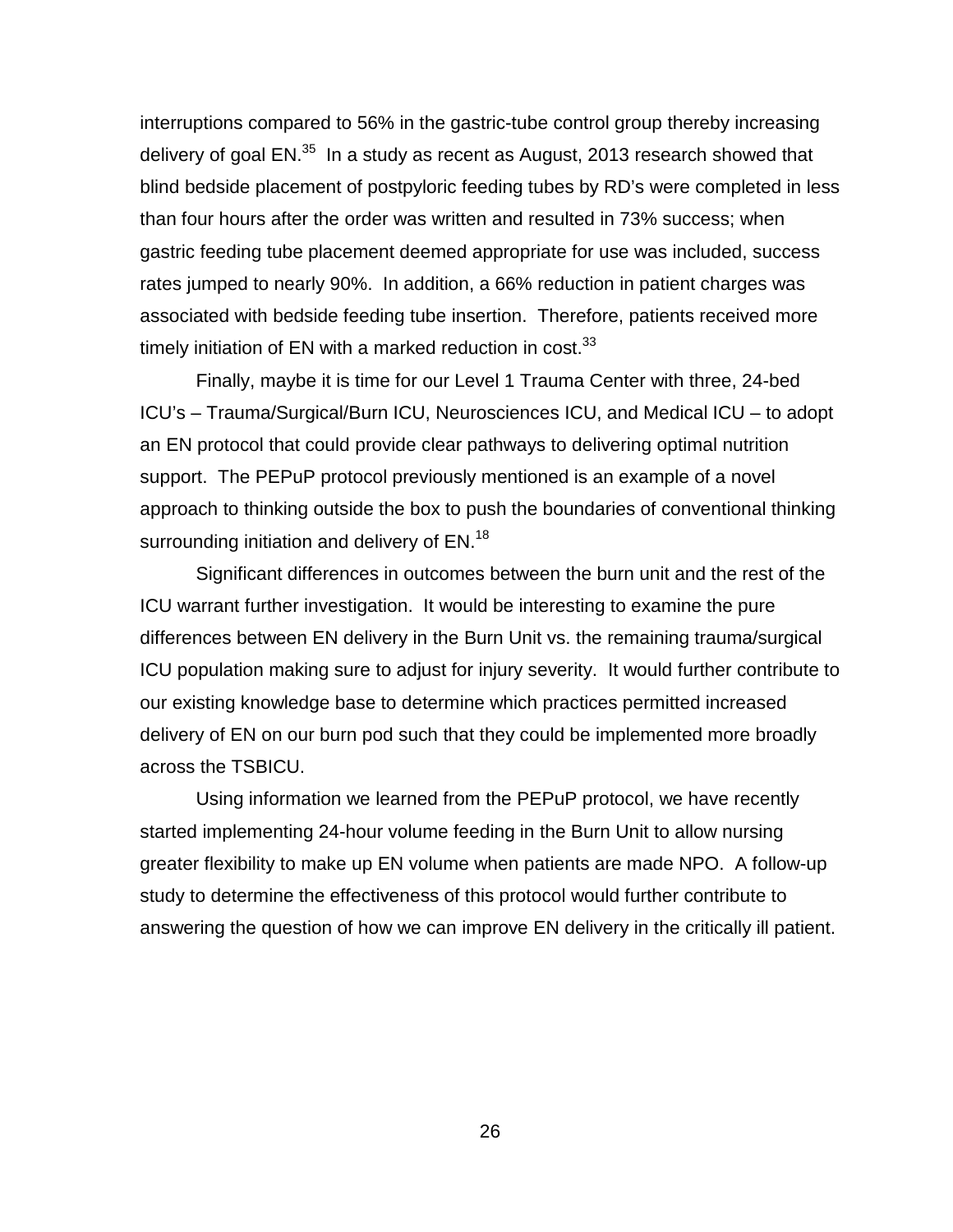interruptions compared to 56% in the gastric-tube control group thereby increasing delivery of goal EN.[35] In a study as recent as August, 2013 research showed that blind bedside placement of postpyloric feeding tubes by RD's were completed in less than four hours after the order was written and resulted in 73% success; when gastric feeding tube placement deemed appropriate for use was included, success rates jumped to nearly 90%. In addition, a 66% reduction in patient charges was associated with bedside feeding tube insertion. Therefore, patients received more timely initiation of EN with a marked reduction in cost.[33]

Finally, maybe it is time for our Level 1 Trauma Center with three, 24-bed ICU's – Trauma/Surgical/Burn ICU, Neurosciences ICU, and Medical ICU – to adopt an EN protocol that could provide clear pathways to delivering optimal nutrition support. The PEPuP protocol previously mentioned is an example of a novel approach to thinking outside the box to push the boundaries of conventional thinking surrounding initiation and delivery of EN.[18]

Significant differences in outcomes between the burn unit and the rest of the ICU warrant further investigation. It would be interesting to examine the pure differences between EN delivery in the Burn Unit vs. the remaining trauma/surgical ICU population making sure to adjust for injury severity. It would further contribute to our existing knowledge base to determine which practices permitted increased delivery of EN on our burn pod such that they could be implemented more broadly across the TSBICU.

Using information we learned from the PEPuP protocol, we have recently started implementing 24-hour volume feeding in the Burn Unit to allow nursing greater flexibility to make up EN volume when patients are made NPO. A follow-up study to determine the effectiveness of this protocol would further contribute to answering the question of how we can improve EN delivery in the critically ill patient.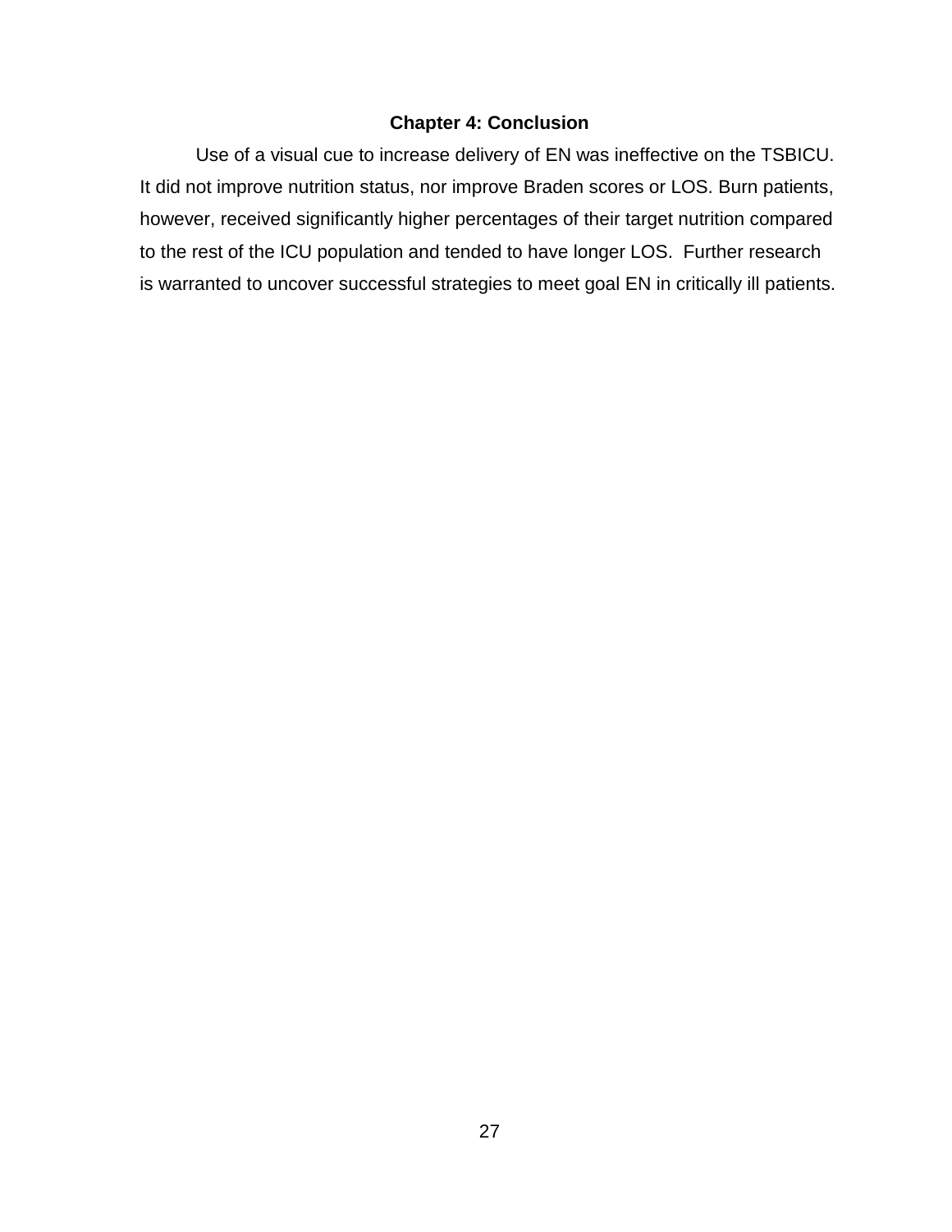# Chapter 4: Conclusion

Use of a visual cue to increase delivery of EN was ineffective on the TSBICU. It did not improve nutrition status, nor improve Braden scores or LOS. Burn patients, however, received significantly higher percentages of their target nutrition compared to the rest of the ICU population and tended to have longer LOS. Further research is warranted to uncover successful strategies to meet goal EN in critically ill patients.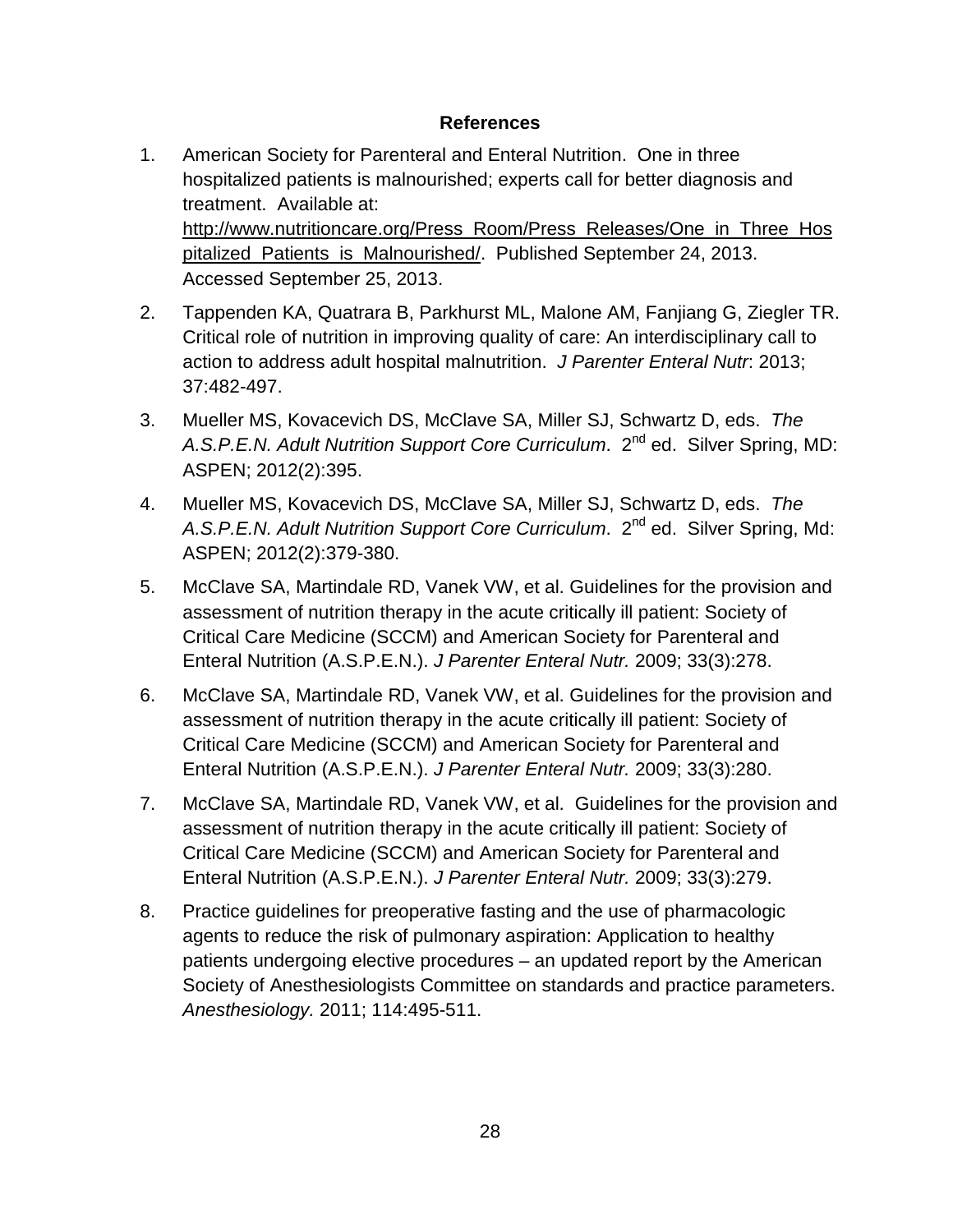## References

1. American Society for Parenteral and Enteral Nutrition. One in three hospitalized patients is malnourished; experts call for better diagnosis and treatment. Available at: http://www.nutritioncare.org/Press_Room/Press_Releases/One_in_Three_Hospitalized_Patients_is_Malnourished/. Published September 24, 2013. Accessed September 25, 2013.

2. Tappenden KA, Quatrara B, Parkhurst ML, Malone AM, Fanjiang G, Ziegler TR. Critical role of nutrition in improving quality of care: An interdisciplinary call to action to address adult hospital malnutrition. *J Parenter Enteral Nutr*: 2013; 37:482-497.

3. Mueller MS, Kovacevich DS, McClave SA, Miller SJ, Schwartz D, eds. *The A.S.P.E.N. Adult Nutrition Support Core Curriculum*. 2nd ed. Silver Spring, MD: ASPEN; 2012(2):395.

4. Mueller MS, Kovacevich DS, McClave SA, Miller SJ, Schwartz D, eds. *The A.S.P.E.N. Adult Nutrition Support Core Curriculum*. 2nd ed. Silver Spring, Md: ASPEN; 2012(2):379-380.

5. McClave SA, Martindale RD, Vanek VW, et al. Guidelines for the provision and assessment of nutrition therapy in the acute critically ill patient: Society of Critical Care Medicine (SCCM) and American Society for Parenteral and Enteral Nutrition (A.S.P.E.N.). *J Parenter Enteral Nutr.* 2009; 33(3):278.

6. McClave SA, Martindale RD, Vanek VW, et al. Guidelines for the provision and assessment of nutrition therapy in the acute critically ill patient: Society of Critical Care Medicine (SCCM) and American Society for Parenteral and Enteral Nutrition (A.S.P.E.N.). *J Parenter Enteral Nutr.* 2009; 33(3):280.

7. McClave SA, Martindale RD, Vanek VW, et al. Guidelines for the provision and assessment of nutrition therapy in the acute critically ill patient: Society of Critical Care Medicine (SCCM) and American Society for Parenteral and Enteral Nutrition (A.S.P.E.N.). *J Parenter Enteral Nutr.* 2009; 33(3):279.

8. Practice guidelines for preoperative fasting and the use of pharmacologic agents to reduce the risk of pulmonary aspiration: Application to healthy patients undergoing elective procedures – an updated report by the American Society of Anesthesiologists Committee on standards and practice parameters. *Anesthesiology.* 2011; 114:495-511.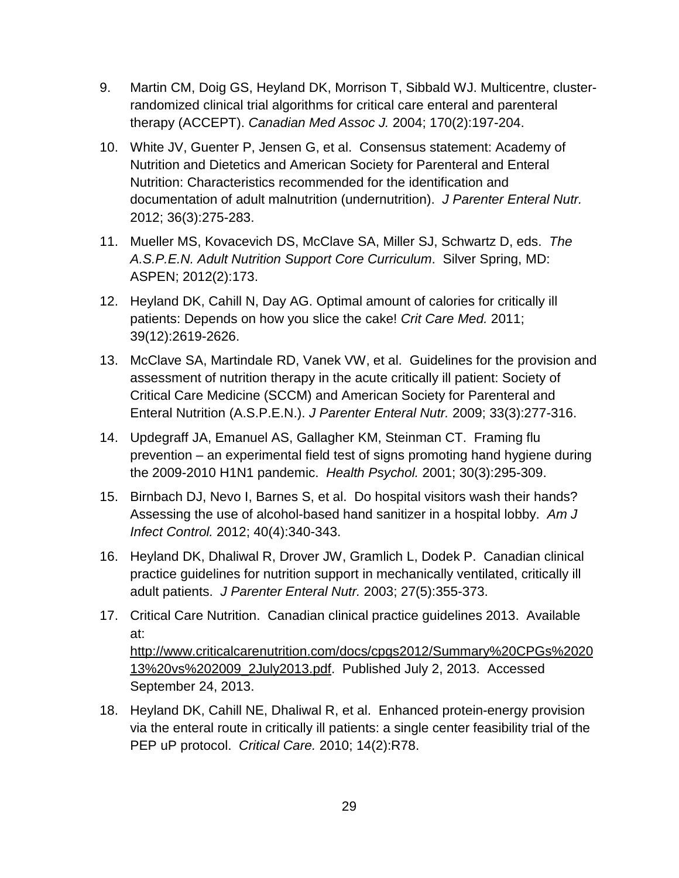9. Martin CM, Doig GS, Heyland DK, Morrison T, Sibbald WJ. Multicentre, cluster-randomized clinical trial algorithms for critical care enteral and parenteral therapy (ACCEPT). *Canadian Med Assoc J.* 2004; 170(2):197-204.

10. White JV, Guenter P, Jensen G, et al. Consensus statement: Academy of Nutrition and Dietetics and American Society for Parenteral and Enteral Nutrition: Characteristics recommended for the identification and documentation of adult malnutrition (undernutrition). *J Parenter Enteral Nutr.* 2012; 36(3):275-283.

11. Mueller MS, Kovacevich DS, McClave SA, Miller SJ, Schwartz D, eds. *The A.S.P.E.N. Adult Nutrition Support Core Curriculum*. Silver Spring, MD: ASPEN; 2012(2):173.

12. Heyland DK, Cahill N, Day AG. Optimal amount of calories for critically ill patients: Depends on how you slice the cake! *Crit Care Med.* 2011; 39(12):2619-2626.

13. McClave SA, Martindale RD, Vanek VW, et al. Guidelines for the provision and assessment of nutrition therapy in the acute critically ill patient: Society of Critical Care Medicine (SCCM) and American Society for Parenteral and Enteral Nutrition (A.S.P.E.N.). *J Parenter Enteral Nutr.* 2009; 33(3):277-316.

14. Updegraff JA, Emanuel AS, Gallagher KM, Steinman CT. Framing flu prevention – an experimental field test of signs promoting hand hygiene during the 2009-2010 H1N1 pandemic. *Health Psychol.* 2001; 30(3):295-309.

15. Birnbach DJ, Nevo I, Barnes S, et al. Do hospital visitors wash their hands? Assessing the use of alcohol-based hand sanitizer in a hospital lobby. *Am J Infect Control.* 2012; 40(4):340-343.

16. Heyland DK, Dhaliwal R, Drover JW, Gramlich L, Dodek P. Canadian clinical practice guidelines for nutrition support in mechanically ventilated, critically ill adult patients. *J Parenter Enteral Nutr.* 2003; 27(5):355-373.

17. Critical Care Nutrition. Canadian clinical practice guidelines 2013. Available at: http://www.criticalcarenutrition.com/docs/cpgs2012/Summary%20CPGs%202013%20vs%202009_2July2013.pdf. Published July 2, 2013. Accessed September 24, 2013.

18. Heyland DK, Cahill NE, Dhaliwal R, et al. Enhanced protein-energy provision via the enteral route in critically ill patients: a single center feasibility trial of the PEP uP protocol. *Critical Care.* 2010; 14(2):R78.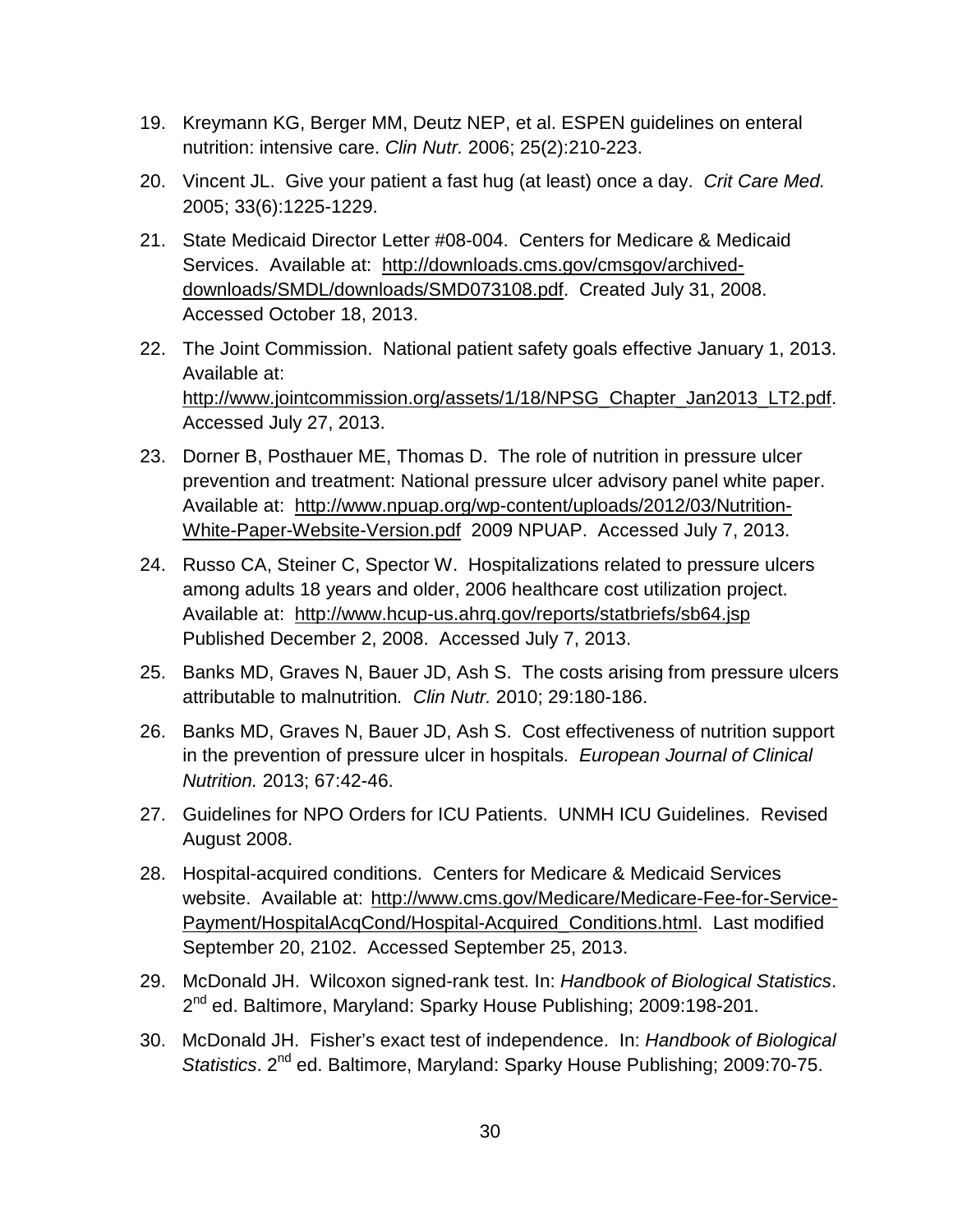19. Kreymann KG, Berger MM, Deutz NEP, et al. ESPEN guidelines on enteral nutrition: intensive care. *Clin Nutr.* 2006; 25(2):210-223.

20. Vincent JL. Give your patient a fast hug (at least) once a day. *Crit Care Med.* 2005; 33(6):1225-1229.

21. State Medicaid Director Letter #08-004. Centers for Medicare & Medicaid Services. Available at: http://downloads.cms.gov/cmsgov/archived-downloads/SMDL/downloads/SMD073108.pdf. Created July 31, 2008. Accessed October 18, 2013.

22. The Joint Commission. National patient safety goals effective January 1, 2013. Available at: http://www.jointcommission.org/assets/1/18/NPSG_Chapter_Jan2013_LT2.pdf. Accessed July 27, 2013.

23. Dorner B, Posthauer ME, Thomas D. The role of nutrition in pressure ulcer prevention and treatment: National pressure ulcer advisory panel white paper. Available at: http://www.npuap.org/wp-content/uploads/2012/03/Nutrition-White-Paper-Website-Version.pdf 2009 NPUAP. Accessed July 7, 2013.

24. Russo CA, Steiner C, Spector W. Hospitalizations related to pressure ulcers among adults 18 years and older, 2006 healthcare cost utilization project. Available at: http://www.hcup-us.ahrq.gov/reports/statbriefs/sb64.jsp Published December 2, 2008. Accessed July 7, 2013.

25. Banks MD, Graves N, Bauer JD, Ash S. The costs arising from pressure ulcers attributable to malnutrition. *Clin Nutr.* 2010; 29:180-186.

26. Banks MD, Graves N, Bauer JD, Ash S. Cost effectiveness of nutrition support in the prevention of pressure ulcer in hospitals. *European Journal of Clinical Nutrition.* 2013; 67:42-46.

27. Guidelines for NPO Orders for ICU Patients. UNMH ICU Guidelines. Revised August 2008.

28. Hospital-acquired conditions. Centers for Medicare & Medicaid Services website. Available at: http://www.cms.gov/Medicare/Medicare-Fee-for-Service-Payment/HospitalAcqCond/Hospital-Acquired_Conditions.html. Last modified September 20, 2102. Accessed September 25, 2013.

29. McDonald JH. Wilcoxon signed-rank test. In: *Handbook of Biological Statistics*. 2nd ed. Baltimore, Maryland: Sparky House Publishing; 2009:198-201.

30. McDonald JH. Fisher's exact test of independence. In: *Handbook of Biological Statistics*. 2nd ed. Baltimore, Maryland: Sparky House Publishing; 2009:70-75.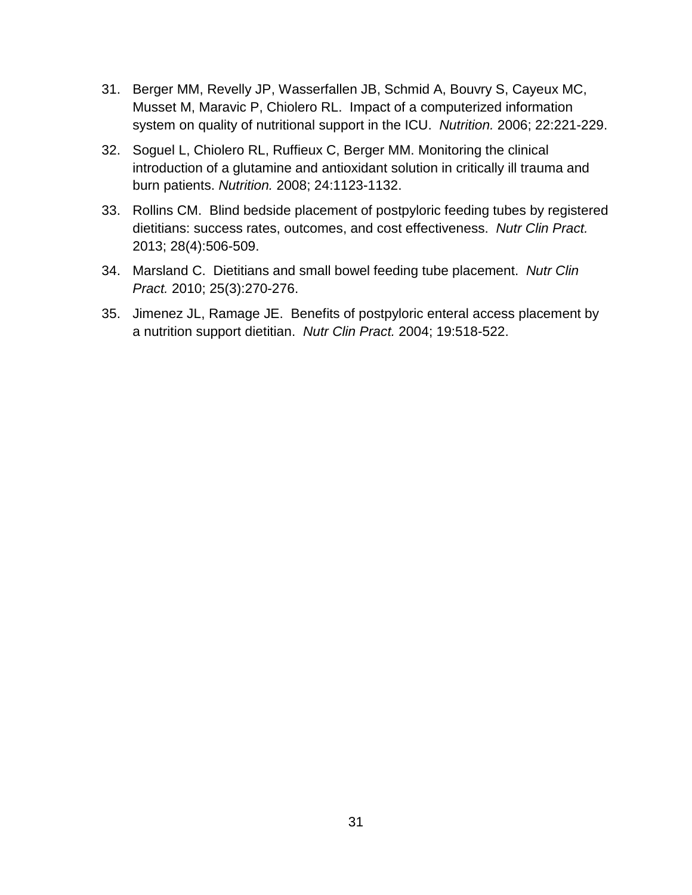31. Berger MM, Revelly JP, Wasserfallen JB, Schmid A, Bouvry S, Cayeux MC, Musset M, Maravic P, Chiolero RL. Impact of a computerized information system on quality of nutritional support in the ICU. *Nutrition.* 2006; 22:221-229.
32. Soguel L, Chiolero RL, Ruffieux C, Berger MM. Monitoring the clinical introduction of a glutamine and antioxidant solution in critically ill trauma and burn patients. *Nutrition.* 2008; 24:1123-1132.
33. Rollins CM. Blind bedside placement of postpyloric feeding tubes by registered dietitians: success rates, outcomes, and cost effectiveness. *Nutr Clin Pract.* 2013; 28(4):506-509.
34. Marsland C. Dietitians and small bowel feeding tube placement. *Nutr Clin Pract.* 2010; 25(3):270-276.
35. Jimenez JL, Ramage JE. Benefits of postpyloric enteral access placement by a nutrition support dietitian. *Nutr Clin Pract.* 2004; 19:518-522.